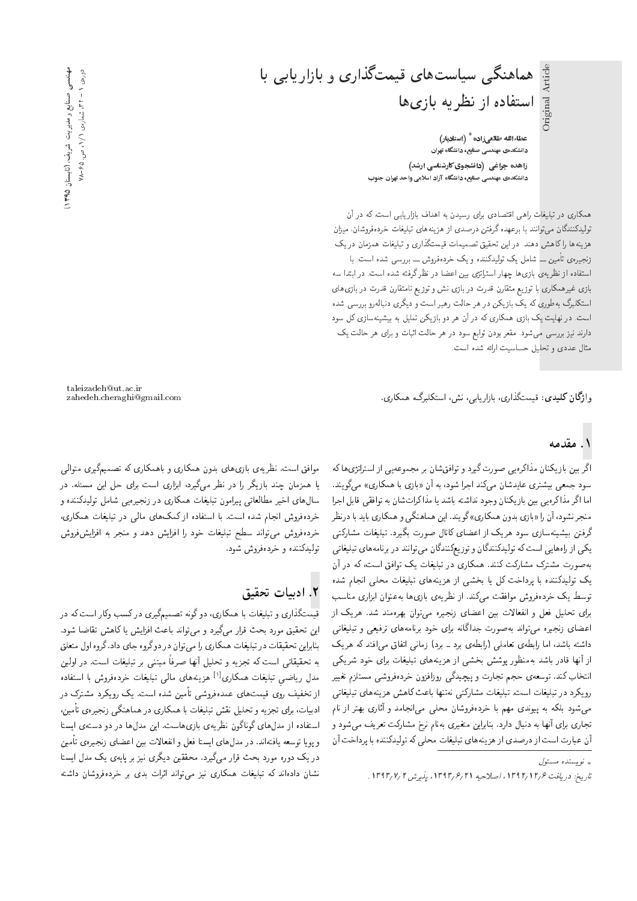# هماهنگی سیاست‌های قیمت‌گذاری و بازاریابی با استفاده از نظریه بازی‌ها

**عطاءالله طالعی‌زاده*** (استادیار)
دانشکده‌ی مهندسی صنایع، دانشگاه تهران

**زاهده چراغی** (دانشجوی کارشناسی ارشد)
دانشکده‌ی مهندسی صنایع، دانشگاه آزاد اسلامی واحد تهران جنوب

همکاری در تبلیغات راهی اقتصادی برای رسیدن به اهداف بازاریابی است، که در آن تولیدکنندگان می‌توانند با برعهده گرفتن درصدی از هزینه‌های تبلیغات خرده‌فروشان، میزان هزینه‌ها را کاهش دهند. در این تحقیق تصمیمات قیمت‌گذاری و تبلیغات همزمان در یک زنجیره‌ی تأمین ــ شامل یک تولیدکننده و یک خرده‌فروش ــ بررسی شده است. با استفاده از نظریه‌ی بازی‌ها چهار استراتژی بین اعضا در نظرگرفته شده است. در ابتدا سه بازی غیرهمکاری با توزیع متقارن قدرت در بازی نش و توزیع نامتقارن قدرت در بازی‌های استکلبرگ به‌طوری که یک بازیکن در هر حالت رهبر است و دیگری دنباله‌رو بررسی شده است. در نهایت یک بازی همکاری که در آن هر دو بازیکن تمایل به بیشینه‌سازی کل سود دارند نیز بررسی می‌شود. مقعر بودن توابع سود در هر حالت اثبات و برای هر حالت یک مثال عددی و تحلیل حساسیت ارائه شده است.

**واژگان کلیدی:** قیمت‌گذاری، بازاریابی، نش، استکلبرگ همکاری.

taleizadeh@ut.ac.ir
zahedeh.cheraghi@gmail.com

## ۱. مقدمه

اگر بین بازیکنان مذاکره‌یی صورت گیرد و توافق‌شان بر مجموعه‌یی از استراتژی‌ها که سود جمعی بیشتری عایدشان می‌کند اجرا شود، به آن «بازی با همکاری» می‌گویند. اما اگر مذاکره‌یی بین بازیکنان وجود نداشته باشد یا مذاکرات‌شان به توافقی قابل اجرا منجر نشود، آن را «بازی بدون همکاری» گویند. این هماهنگی و همکاری باید با درنظر گرفتن بیشینه‌سازی سود هریک از اعضای کانال صورت بگیرد. تبلیغات مشارکتی یکی از راه‌هایی است که تولیدکنندگان و توزیع‌کنندگان می‌توانند در برنامه‌های تبلیغاتی به‌صورت مشترک مشارکت کنند. همکاری در تبلیغات یک توافق است، که در آن یک تولیدکننده با پرداخت کل یا بخشی از هزینه‌های تبلیغات محلی انجام شده توسط یک خرده‌فروش موافقت می‌کند. از نظریه‌ی بازی‌ها به‌عنوان ابزاری مناسب برای تحلیل فعل و انفعالات بین اعضای زنجیره می‌توان بهره‌مند شد. هریک از اعضای زنجیره می‌تواند به‌صورت جداگانه برای خود برنامه‌های ترفیعی و تبلیغاتی داشته باشد، اما رابطه‌ی تعاملی (رابطه‌ی برد ـ برد) زمانی اتفاق می‌افتد که هریک از آنها قادر باشد به‌منظور پوشش بخشی از هزینه‌های تبلیغات برای خود شریکی انتخاب کند. توسعه‌ی حجم تجارت و پیچیدگی روزافزون خرده‌فروشی مستلزم تغییر رویکرد در تبلیغات است. تبلیغات مشارکتی نه‌تنها باعث کاهش هزینه‌های تبلیغاتی می‌شود بلکه به پیوندی مهم با خرده‌فروشان محلی می‌انجامد و آثاری بهتر از نام تجاری برای آنها به دنبال دارد. بنابراین متغیری به‌نام نرخ مشارکت تعریف می‌شود و آن عبارت است از درصدی از هزینه‌های تبلیغات محلی که تولیدکننده با پرداخت آن موافق است. نظریه‌ی بازی‌های بدون همکاری و باهمکاری که تصمیم‌گیری متوالی یا همزمان چند بازیگر را در نظر می‌گیرد، ابزاری است برای حل این مسئله. در سال‌های اخیر مطالعاتی پیرامون تبلیغات همکاری در زنجیره‌یی شامل تولیدکننده و خرده‌فروش انجام شده است. با استفاده از کمک‌های مالی در تبلیغات همکاری، خرده‌فروش می‌تواند سطح تبلیغات خود را افزایش دهد و منجر به افزایش‌فروش تولیدکننده و خرده‌فروش شود.

## ۲. ادبیات تحقیق

قیمت‌گذاری و تبلیغات با همکاری، دو گونه تصمیم‌گیری در کسب و کار است که در این تحقیق مورد بحث قرار می‌گیرد و می‌تواند باعث افزایش یا کاهش تقاضا شود. بنابراین تحقیقات در تبلیغات همکاری را می‌توان در دو گروه جای داد. گروه اول متعلق به تحقیقاتی است که تجزیه و تحلیل آنها صرفاً مبتنی بر تبلیغات است. در اولین مدل ریاضیِ تبلیغات همکاری[۱] هزینه‌های مالی تبلیغات خرده‌فروش با استفاده از تخفیف روی قیمت‌های عمده‌فروشی تأمین شده است. یک رویکرد مشترک در ادبیات، برای تجزیه و تحلیل نقش تبلیغات با همکاری در هماهنگی زنجیره‌ی تأمین، استفاده از مدل‌های گوناگون نظریه‌ی بازی‌هاست. این مدل‌ها در دو دسته‌ی ایستا و پویا توسعه یافته‌اند. در مدل‌های ایستا فعل و انفعالات بین اعضای زنجیره‌ی تأمین در یک دوره مورد بحث قرار می‌گیرد. محققین دیگری نیز بر پایه‌ی یک مدل ایستا نشان داده‌اند که تبلیغات همکاری نیز می‌تواند اثرات بدی بر خرده‌فروشان داشته

\* نویسنده مسئول

تاریخ: دریافت ۱۳۹۲/۱۲/۶، اصلاحیه ۱۳۹۳/۶/۲۱، پذیرش ۱۳۹۳/۷/۲.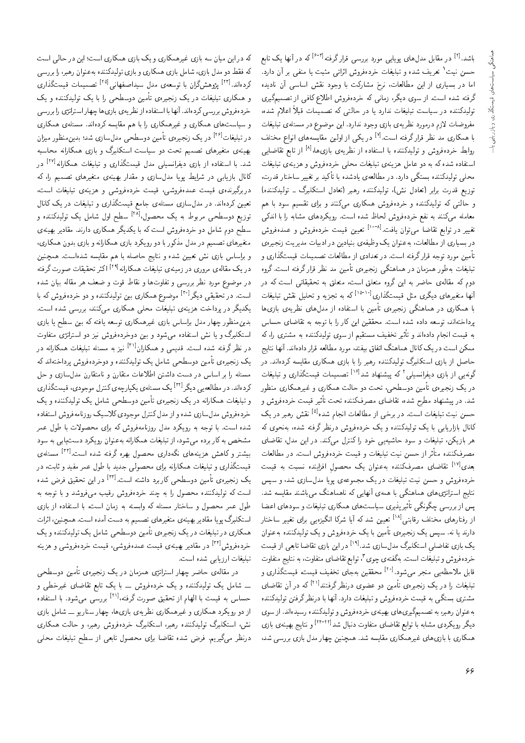باشد.[2] در مقابل مدل‌های پویایی مورد بررسی قرار گرفته[3-6] که در آنها یک تابع حسن نیت[1] تعریف شده و تبلیغات خرده‌فروش اثراتی مثبت یا منفی بر آن دارد. اما در بسیاری از این مطالعات، نرخ مشارکت با وجود نقش اساسی آن نادیده گرفته شده است. از سوی دیگر، زمانی که خرده‌فروش اطلاع کافی از تصمیم‌گیری تولیدکننده در سیاست تبلیغات ندارد یا در حالتی که تصمیمات قبلاً اعلام شده، مفروضات لازم درمورد نظریه‌ی بازی وجود ندارد. این موضوع در مسئله‌ی تبلیغات با همکاری مد نظر قرار گرفته است.[7] در یکی از اولین مقایسه‌های انواع مختلف روابط خرده‌فروش و تولیدکننده با استفاده از نظریه‌ی بازی‌ها،[8] از تابع تقاضایی استفاده شده که به دو عامل هزینه‌ی تبلیغات محلی خرده‌فروش و هزینه‌ی تبلیغات محلی تولیدکننده بستگی دارد. در مطالعه‌ی یادشده با تأکید بر تغییر ساختار قدرت، توزیع قدرت برابر (تعادل نش)، تولیدکننده رهبر (تعادل استکلبرگ ــ تولیدکننده) و حالتی که تولیدکننده و خرده‌فروش همکاری می‌کنند و برای تقسیم سود با هم معامله می‌کنند به نفع خرده‌فروش لحاظ شده است. رویکردهای مشابه را با اندکی تغییر در توابع تقاضا می‌توان یافت.[8-10] تعیین قیمت خرده‌فروش و عمده‌فروش در بسیاری از مطالعات، به‌عنوان یک وظیفه‌ی بنیادین در ادبیات مدیریت زنجیره‌ی تأمین مورد توجه قرار گرفته است. در تعدادی از مطالعات تصمیمات قیمت‌گذاری و تبلیغات به‌طور همزمان در هماهنگی زنجیره‌ی تأمین مد نظر قرار گرفته است. گروه دوم که مقاله‌ی حاضر به این گروه متعلق است، متعلق به تحقیقاتی است که در آنها متغیرهای دیگری مثل قیمت‌گذاری[11-15] که به تجزیه و تحلیل نقش تبلیغات با همکاری در هماهنگی زنجیره‌ی تأمین با استفاده از مدل‌های نظریه‌ی بازی‌ها پرداخته‌اند، توسعه داده شده است. محققین این کار را با توجه به تقاضای حساس به قیمت انجام داده‌اند و تأثیر تخفیف مستقیم از سوی تولیدکننده به مشتری را، که ممکن است در یک کانال هماهنگ اتفاق بیفتد، مورد مطالعه قرار داده‌اند. آنها نتایج حاصل از بازی استکلبرگ تولیدکننده رهبر را با بازی همکاری مقایسه کرده‌اند. در گونه‌یی از بازی دیفرانسیلی[2] که پیشنهاد شد[16] تصمیمات قیمت‌گذاری و تبلیغات در یک زنجیره‌ی تأمین دوسطحی، تحت دو حالت همکاری و غیرهمکاری منظور شد. در پیشنهاد مطرح شده، تقاضای مصرف‌کننده تحت تأثیر قیمت خرده‌فروش و حسن نیت تبلیغات است. در برخی از مطالعات انجام شده[5] نقش رهبر در یک کانال بازاریابی با یک تولیدکننده و یک خرده‌فروش درنظر گرفته شده، به‌نحوی که هر بازیکن، تبلیغات و سود حاشیه‌یی خود را کنترل می‌کند. در این مدل، تقاضای مصرف‌کننده متأثر از حسن نیت تبلیغات و قیمت خرده‌فروش است. در مطالعات بعدی[17] تقاضای مصرف‌کننده به‌عنوان یک محصولِ افزاینده نسبت به قیمت خرده‌فروش و حسن نیت تبلیغات در یک مجموعه‌ی پویا مدل‌سازی شد، و سپس نتایج استراتژی‌های هماهنگی با همه‌ی آنهایی که ناهماهنگ می‌باشند مقایسه شد. پس از بررسی چگونگی تأثیرپذیری سیاست‌های همکاری تبلیغات و سودهای اعضا از رفتارهای مختلف رقابتی[18] تعیین شد که آیا شرکا انگیزه‌یی برای تغییر ساختار دارند یا نه. سپس یک زنجیره‌ی تأمین با یک خرده‌فروش و یک تولیدکننده به‌عنوان یک بازی تفاضلی استکلبرگ مدل‌سازی شد.[19] در این بازی تقاضا تابعی از قیمت خرده‌فروش و تبلیغات است. به‌گفته‌ی چوی[3]، توابع تقاضای متفاوت، به نتایج متفاوت قابل ملاحظه‌یی منجر می‌شود.[20] محققین به‌جای تخفیف قیمت، قیمت‌گذاری و تبلیغات را در یک زنجیره‌ی تأمین دو عضوی درنظر گرفتند[21] که در آن تقاضای مشتری بستگی به قیمت خرده‌فروش و تبلیغات دارد. آنها با درنظر گرفتن تولیدکننده به‌عنوان رهبر، به تصمیم‌گیری‌های بهینه‌ی خرده‌فروش و تولیدکننده رسیده‌اند. از سوی دیگر رویکردی مشابه با توابع تقاضای متفاوت دنبال شد[22-24] و نتایج بهینه‌ی بازی همکاری با بازی‌های غیرهمکاری مقایسه شد. همچنین چهار مدل بازی بررسی شد، که در این میان سه بازی غیرهمکاری و یک بازی همکاری است؛ این در حالی است که فقط دو مدل بازی، شامل بازی همکاری و بازی تولیدکننده به‌عنوان رهبر، را بررسی کرده‌اند.[23] پژوهشگران با توسعه‌ی مدل سیداصفهانی[25] تصمیمات قیمت‌گذاری و همکاری تبلیغات در یک زنجیره‌ی تأمین دوسطحی را با یک تولیدکننده و یک خرده‌فروش بررسی کرده‌اند. آنها با استفاده از نظریه‌ی بازی‌ها چهار استراتژی را بررسی و سیاست‌های همکاری و غیرهمکاری را با هم مقایسه کرده‌اند. مسئله‌ی همکاری در تبلیغات[26] در یک زنجیره‌ی تأمین دوسطحی مدل‌سازی شد؛ بدین‌منظور میزان بهینه‌ی متغیرهای تصمیم تحت دو سیاست استکلبرگ و بازی همکارانه محاسبه شد. با استفاده از بازی دیفرانسیلی مدل قیمت‌گذاری و تبلیغات همکارانه[27] در کانال بازاریابی در شرایط پویا مدل‌سازی و مقدار بهینه‌ی متغیرهای تصمیم را، که دربرگیرنده‌ی قیمت عمده‌فروشی، قیمت خرده‌فروشی و هزینه‌ی تبلیغات است، تعیین کرده‌اند. در مدل‌سازی مسئله‌ی جامع قیمت‌گذاری و تبلیغات در یک کانال توزیع دوسطحی مربوط به یک محصول،[28] سطح اول شامل یک تولیدکننده و سطح دوم شامل دو خرده‌فروش است که با یکدیگر همکاری دارند. مقادیر بهینه‌ی متغیرهای تصمیم در مدل مذکور با دو رویکرد بازی همکارانه و بازی بدون همکاری، و براساس بازی نش تعیین شده و نتایج حاصله با هم مقایسه شده‌است. همچنین در یک مقاله‌ی مروری در زمینه‌ی تبلیغات همکارانه[29] اکثر تحقیقات صورت گرفته در موضوع مورد نظر بررسی و تفاوت‌ها و نقاط قوت و ضعف هر مقاله بیان شده است. در تحقیقی دیگر[30] موضوع همکاری بین تولیدکننده و دو خرده‌فروش که با یکدیگر در پرداخت هزینه‌ی تبلیغات محلی همکاری می‌کنند، بررسی شده است. بدین‌منظور چهار مدل براساس بازی غیرهمکاری توسعه یافته که بین سطح با بازی استکلبرگ و یا نش استفاده می‌شود و بین دوخرده‌فروش نیز دو استراتژی متفاوت در نظر گرفته شده است. قدیمی و همکاران[31] نیز به مسئله تبلیغات همکارانه در یک زنجیره‌ی تأمین دوسطحی شامل یک تولیدکننده و دوخرده‌فروش پرداخته‌اند که مسئله را بر اساس در دست داشتن اطلاعات متقارن و نامتقارن مدل‌سازی و حل کرده‌اند. در مطالعه‌یی دیگر[32] یک مسئله‌ی یکپارچه‌ی کنترل موجودی، قیمت‌گذاری و تبلیغات همکارانه در یک زنجیره‌ی تأمین دوسطحی شامل یک تولیدکننده و یک خرده‌فروش مدل‌سازی شده و از مدل کنترل موجودی کلاسیک روزنامه‌فروش استفاده شده است. با توجه به رویکرد مدل روزنامه‌فروش که برای محصولات با طول عمر مشخص به کار برده می‌شود، از تبلیغات همکارانه به‌عنوان رویکرد دستیابی به سود بیشتر و کاهش هزینه‌های نگه‌داری محصول بهره گرفته شده است.[33] مسئله‌ی قیمت‌گذاری و تبلیغات همکارانه برای محصولی جدید با طول عمر مفید و ثابت، در یک زنجیره‌ی تأمین دوسطحی کاربرد داشته است.[33] در این تحقیق فرض شده است که تولیدکننده محصول را به چند خرده‌فروش رقیب می‌فروشد و با توجه به طول عمر محصول و ساختار مسئله که وابسته به زمان است، با استفاده از بازی استکلبرگ پویا مقادیر بهینه‌ی متغیرهای تصمیم به دست آمده است. همچنین، اثرات همکاری در تبلیغات در یک زنجیره‌ی تأمین دوسطحی شامل یک تولیدکننده و یک خرده‌فروش[34] در مقادیر بهینه‌ی قیمت عمده‌فروشی، قیمت خرده‌فروشی و هزینه تبلیغات ارزیابی شده است.

در مقاله‌ی حاضر چهار استراتژی همزمان در یک زنجیره‌ی تأمین دوسطحی ــ شامل یک تولیدکننده و یک خرده‌فروش ــ با یک تابع تقاضای غیرخطی و حساس به قیمت با الهام از تحقیق صورت گرفته،[21] بررسی می‌شود. با استفاده از دو رویکرد همکاری و غیرهمکاری نظریه‌ی بازی‌ها، چهار سناریو ــ شامل بازی نش، استکلبرگ تولیدکننده رهبر، استکلبرگ خرده‌فروش رهبر، و حالت همکاری درنظر می‌گیریم. فرض شده تقاضا برای محصول تابعی از سطح تبلیغات محلی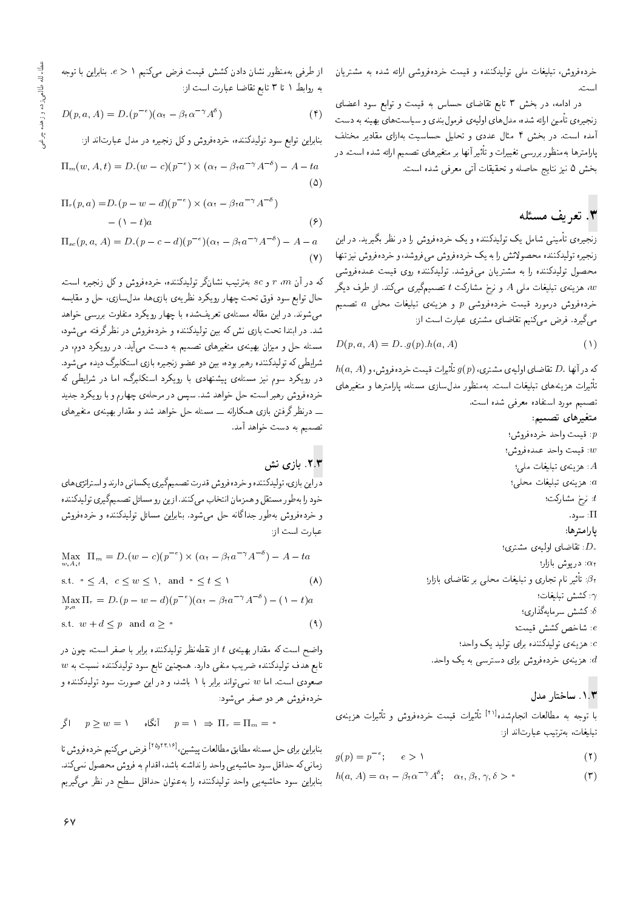خرده‌فروش، تبلیغات ملی تولیدکننده و قیمت خرده‌فروشی ارائه شده به مشتریان است.

در ادامه، در بخش ۳ تابع تقاضای حساس به قیمت و توابع سود اعضای زنجیره‌ی تأمین ارائه شده، مدل‌های اولیه‌ی فرمول‌بندی و سیاست‌های بهینه به دست آمده است. در بخش ۴ مثال عددی و تحلیل حساسیت به‌ازای مقادیر مختلف پارامترها به‌منظور بررسی تغییرات و تأثیر آنها بر متغیرهای تصمیم ارائه شده است. در بخش ۵ نیز نتایج حاصله و تحقیقات آتی معرفی شده است.

## ۳. تعریف مسئله

زنجیره‌ی تأمینی شامل یک تولیدکننده و یک خرده‌فروش را در نظر بگیرید. در این زنجیره تولیدکننده محصولاتش را به یک خرده‌فروش می‌فروشد، و خرده‌فروش نیز تنها محصول تولیدکننده را به مشتریان می‌فروشد. تولیدکننده روی قیمت عمده‌فروشی $w$، هزینه‌ی تبلیغات ملی $A$ و نرخ مشارکت $t$ تصمیم‌گیری می‌کند. از طرف دیگر خرده‌فروش درمورد قیمت خرده‌فروشی $p$ و هزینه‌ی تبلیغات محلی $a$ تصمیم می‌گیرد. فرض می‌کنیم تقاضای مشتری عبارت است از:

$$D(p,a,A) = D_\circ . g(p) . h(a,A) \qquad (1)$$

که در آنها $D_\circ$ تقاضای اولیه‌ی مشتری، $g(p)$ تأثیرات قیمت خرده‌فروش، و $h(a,A)$ تأثیرات هزینه‌های تبلیغات است. به‌منظور مدل‌سازی مسئله، پارامترها و متغیرهای تصمیم مورد استفاده معرفی شده است.

**متغیرهای تصمیم:**

$p$: قیمت واحد خرده‌فروش؛

$w$: قیمت واحد عمده‌فروش؛

$A$: هزینه‌ی تبلیغات ملی؛

$a$: هزینه‌ی تبلیغات محلی؛

$t$: نرخ مشارکت؛

$\Pi$: سود.

**پارامترها:**

$D_\circ$: تقاضای اولیه‌ی مشتری؛

$\alpha_2$: درپوش بازار؛

$\beta_2$: تأثیر نام تجاری و تبلیغات محلی بر تقاضای بازار؛

$\gamma$: کشش تبلیغات؛

$\delta$: کشش سرمایه‌گذاری؛

$e$: شاخص کشش قیمت؛

$c$: هزینه‌ی تولیدکننده برای تولید یک واحد؛

$d$: هزینه‌ی خرده‌فروش برای دسترسی به یک واحد.

### ۱.۳. ساختار مدل

با توجه به مطالعات انجام‌شده[21] تأثیرات قیمت خرده‌فروش و تأثیرات هزینه‌ی تبلیغات، به‌ترتیب عبارت‌اند از:

$$g(p) = p^{-e}; \qquad e > 1 \qquad (2)$$

$$h(a,A) = \alpha_2 - \beta_2 \alpha^{-\gamma} A^{\delta}; \quad \alpha_2, \beta_2, \gamma, \delta > \circ \qquad (3)$$

از طرفی به‌منظور نشان دادن کشش قیمت فرض می‌کنیم $e > 1$. بنابراین با توجه به روابط ۱ تا ۳ تابع تقاضا عبارت است از:

$$D(p,a,A) = D_\circ (p^{-e})(\alpha_2 - \beta_2 \alpha^{-\gamma} A^{\delta}) \qquad (4)$$

بنابراین توابع سود تولیدکننده، خرده‌فروش و کل زنجیره در مدل عبارت‌اند از:

$$\Pi_m(w,A,t) = D_\circ (w-c)(p^{-e}) \times (\alpha_2 - \beta_2 a^{-\gamma} A^{-\delta}) - A - ta \qquad (5)$$

$$\Pi_r(p,a) = D_\circ (p-w-d)(p^{-e}) \times (\alpha_2 - \beta_2 a^{-\gamma} A^{-\delta}) - (1-t)a \qquad (6)$$

$$\Pi_{sc}(p,a,A) = D_\circ (p-c-d)(p^{-e})(\alpha_2 - \beta_2 a^{-\gamma} A^{-\delta}) - A - a \qquad (7)$$

که در آن $m$، $r$ و $sc$ به‌ترتیب نشانگر تولیدکننده، خرده‌فروش و کل زنجیره است. حال توابع سود فوق تحت چهار رویکرد نظریه‌ی بازی‌ها، مدل‌سازی، حل و مقایسه می‌شوند. در این مقاله مسئله‌ی تعریف‌شده با چهار رویکرد متفاوت بررسی خواهد شد. در ابتدا تحت بازی نش که بین تولیدکننده و خرده‌فروش در نظرگرفته می‌شود، مسئله حل و میزان بهینه‌ی متغیرهای تصمیم به دست می‌آید. در رویکرد دوم، در شرایطی که تولیدکننده رهبر بوده، بین دو عضو زنجیره بازی استکلبرگ دیده می‌شود. در رویکرد سوم نیز مسئله‌ی پیشنهادی با رویکرد استکلبرگ، اما در شرایطی که خرده‌فروش رهبر است، حل خواهد شد. سپس در مرحله‌ی چهارم و با رویکرد جدید ــ درنظر گرفتن بازی همکارانه ــ مسئله حل خواهد شد و مقدار بهینه‌ی متغیرهای تصمیم به دست خواهد آمد.

### ۲.۳. بازی نش

در این بازی، تولیدکننده و خرده‌فروش قدرت تصمیم‌گیری یکسانی دارند و استراتژی‌های خود را به‌طور مستقل و همزمان انتخاب می‌کنند. از این رو مسائل تصمیم‌گیری تولیدکننده و خرده‌فروش به‌طور جداگانه حل می‌شود. بنابراین مسائل تولیدکننده و خرده‌فروش عبارت است از:

$$\underset{w,A,t}{\text{Max}} \ \Pi_m = D_\circ (w-c)(p^{-e}) \times (\alpha_2 - \beta_2 a^{-\gamma} A^{-\delta}) - A - ta$$

$$\text{s.t.} \ \circ \leq A, \ c \leq w \leq 1, \ \text{and} \ \circ \leq t \leq 1 \qquad (8)$$

$$\underset{p,a}{\text{Max}} \ \Pi_r = D_\circ (p-w-d)(p^{-e})(\alpha_2 - \beta_2 a^{-\gamma} A^{-\delta}) - (1-t)a$$

$$\text{s.t.} \ w + d \leq p \ \text{and} \ a \geq \circ \qquad (9)$$

واضح است که مقدار بهینه‌ی $t$ از نقطه‌نظر تولیدکننده برابر با صفر است، چون در تابع هدف تولیدکننده ضریب منفی دارد. همچنین تابع سود تولیدکننده نسبت به $w$ صعودی است. اما $w$ نمی‌تواند برابر با ۱ باشد، و در این صورت سود تولیدکننده و خرده‌فروش هر دو صفر می‌شود:

اگر $\quad p \geq w = 1 \quad$ آنگاه $\quad p = 1 \ \Rightarrow \Pi_r = \Pi_m = \circ$

بنابراین برای حل مسئله مطابق مطالعات پیشین،[23,16,25] فرض می‌کنیم خرده‌فروش تا زمانی‌که حداقل سود حاشیه‌یی واحد را نداشته باشد، اقدام به فروش محصول نمی‌کند. بنابراین سود حاشیه‌یی واحد تولیدکننده را به‌عنوان حداقل سطح در نظر می‌گیریم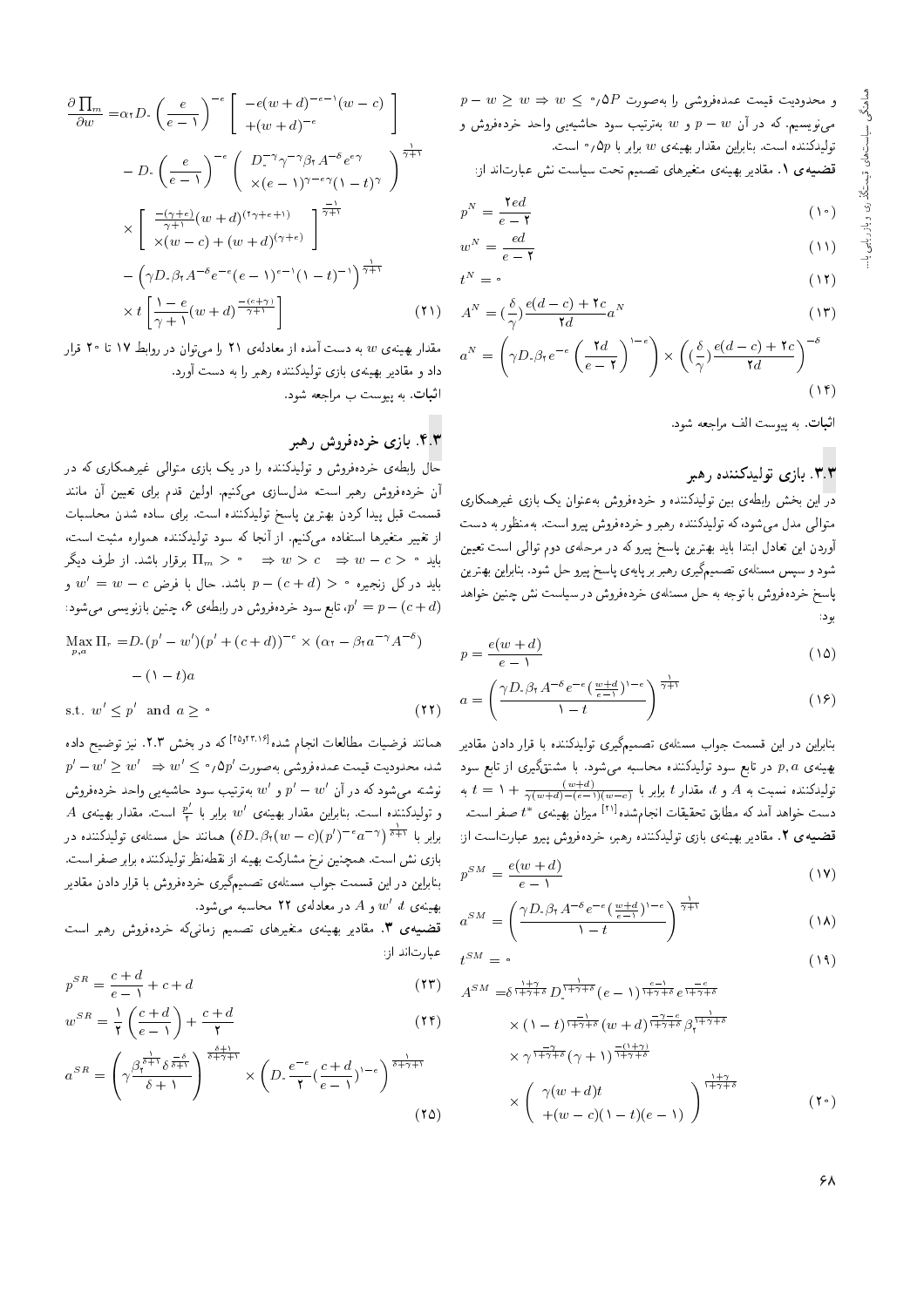و محدودیت قیمت عمده‌فروشی را به‌صورت $p - w \geq w \Rightarrow w \leq 0/5P$ می‌نویسیم. که در آن $p - w$ و $w$ به‌ترتیب سود حاشیه‌یی واحد خرده‌فروش و تولیدکننده است. بنابراین مقدار بهینه‌ی $w$ برابر با $0/5p$ است.

**قضیه‌ی ۱.** مقادیر بهینه‌ی متغیرهای تصمیم تحت سیاست نش عبارت‌اند از:

$$p^N = \frac{2ed}{e-2} \tag{10}$$

$$w^N = \frac{ed}{e-2} \tag{11}$$

$$t^N = 0 \tag{12}$$

$$A^N = (\frac{\delta}{\gamma})\frac{e(d-c)+2c}{2d}a^N \tag{13}$$

$$a^N = \left(\gamma D_0 \beta_2 e^{-e}\left(\frac{2d}{e-2}\right)^{1-e}\right) \times \left((\frac{\delta}{\gamma})\frac{e(d-c)+2c}{2d}\right)^{-\delta} \tag{14}$$

**اثبات.** به پیوست الف مراجعه شود.

### ۳.۳. بازی تولیدکننده رهبر

در این بخش رابطه‌ی بین تولیدکننده و خرده‌فروش به‌عنوان یک بازی غیرهمکاری متوالی مدل می‌شود، که تولیدکننده رهبر و خرده‌فروش پیرو است. به‌منظور به دست آوردن این تعادل ابتدا باید بهترین پاسخ پیرو که در مرحله‌ی دوم توالی است تعیین شود و سپس مسئله‌ی تصمیم‌گیری رهبر بر پایه‌ی پاسخ پیرو حل شود. بنابراین بهترین پاسخ خرده‌فروش با توجه به حل مسئله‌ی خرده‌فروش در سیاست نش چنین خواهد بود:

$$p = \frac{e(w+d)}{e-1} \tag{15}$$

$$a = \left(\frac{\gamma D_0 \beta_2 A^{-\delta} e^{-e}(\frac{w+d}{e-1})^{1-e}}{1-t}\right)^{\frac{1}{\gamma+1}} \tag{16}$$

بنابراین در این قسمت جواب مسئله‌ی تصمیم‌گیری تولیدکننده با قرار دادن مقادیر بهینه‌ی $p, a$ در تابع سود تولیدکننده محاسبه می‌شود. با مشتق‌گیری از تابع سود تولیدکننده نسبت به $A$ و $t$، مقدار $t$ برابر با $1 + \frac{(w+d)}{\gamma(w+d)-(e-1)(w-c)} = t$ به دست خواهد آمد که مطابق تحقیقات انجام‌شده[21] میزان بهینه‌ی $t^*$ صفر است.

**قضیه‌ی ۲.** مقادیر بهینه‌ی بازی تولیدکننده رهبر، خرده‌فروش پیرو عبارت‌است از:

$$p^{SM} = \frac{e(w+d)}{e-1} \tag{17}$$

$$a^{SM} = \left(\frac{\gamma D_0 \beta_2 A^{-\delta} e^{-e}(\frac{w+d}{e-1})^{1-e}}{1-t}\right)^{\frac{1}{\gamma+1}} \tag{18}$$

$$t^{SM} = 0 \tag{19}$$

$$\begin{aligned} A^{SM} =& \delta^{\frac{1+\gamma}{1+\gamma+\delta}} D_0^{\frac{1}{1+\gamma+\delta}} (e-1)^{\frac{e-1}{1+\gamma+\delta}} e^{\frac{-e}{1+\gamma+\delta}} \\ &\times (1-t)^{\frac{-1}{1+\gamma+\delta}} (w+d)^{\frac{-\gamma-e}{1+\gamma+\delta}} \beta_2^{\frac{1}{1+\gamma+\delta}} \\ &\times \gamma^{\frac{-\gamma}{1+\gamma+\delta}} (\gamma+1)^{\frac{-(1+\gamma)}{1+\gamma+\delta}} \\ &\times \left(\begin{array}{c} \gamma(w+d)t \\ +(w-c)(1-t)(e-1) \end{array}\right)^{\frac{1+\gamma}{1+\gamma+\delta}} \end{aligned} \tag{20}$$

$$\begin{aligned} \frac{\partial \prod_m}{\partial w} =& \alpha_2 D_0 \left(\frac{e}{e-1}\right)^{-e} \left[\begin{array}{c} -e(w+d)^{-e-1}(w-c) \\ +(w+d)^{-e} \end{array}\right] \\ &- D_0 \left(\frac{e}{e-1}\right)^{-e} \left(\begin{array}{c} D_0^{-\gamma}\gamma^{-\gamma}\beta_2 A^{-\delta} e^{e\gamma} \\ \times (e-1)^{\gamma - e\gamma}(1-t)^{\gamma} \end{array}\right)^{\frac{1}{\gamma+1}} \\ &\times \left[\begin{array}{c} \frac{-(\gamma+e)}{\gamma+1}(w+d)^{(2\gamma+e+1)} \\ \times (w-c) + (w+d)^{(\gamma+e)} \end{array}\right]^{\frac{-1}{\gamma+1}} \\ &- \left(\gamma D_0 \beta_2 A^{-\delta} e^{-e}(e-1)^{e-1}(1-t)^{-1}\right)^{\frac{1}{\gamma+1}} \\ &\times t \left[\frac{1-e}{\gamma+1}(w+d)^{\frac{-(e+\gamma)}{\gamma+1}}\right] \end{aligned} \tag{21}$$

مقدار بهینه‌ی $w$ به دست آمده از معادله‌ی ۲۱ را می‌توان در روابط ۱۷ تا ۲۰ قرار داد و مقادیر بهینه‌ی بازی تولیدکننده رهبر را به دست آورد.

**اثبات.** به پیوست ب مراجعه شود.

### ۴.۳. بازی خرده‌فروش رهبر

حال رابطه‌ی خرده‌فروش و تولیدکننده را در یک بازی متوالی غیرهمکاری که در آن خرده‌فروش رهبر است مدل‌سازی می‌کنیم. اولین قدم برای تعیین آن مانند قسمت قبل پیدا کردن بهترین پاسخ تولیدکننده است. برای ساده شدن محاسبات از تغییر متغیرها استفاده می‌کنیم. از آنجا که سود تولیدکننده همواره مثبت است، باید $\Pi_m > 0 \quad \Rightarrow w > c \quad \Rightarrow w - c > 0$ برقرار باشد. از طرف دیگر باید در کل زنجیره $p - (c+d) > 0$ باشد. حال با فرض $w' = w - c$ و $p' = p - (c+d)$، تابع سود خرده‌فروش در رابطه‌ی ۶، چنین بازنویسی می‌شود:

$$\begin{aligned} \underset{p,a}{\text{Max}}\ \Pi_r =& D_0(p'-w')(p'+(c+d))^{-e} \times (\alpha_2 - \beta_2 a^{-\gamma}A^{-\delta}) \\ &- (1-t)a \end{aligned}$$

$$\text{s.t. } w' \leq p' \text{ and } a \geq 0 \tag{22}$$

همانند فرضیات مطالعات انجام شده[25،23،16] که در بخش ۲.۳. نیز توضیح داده شد، محدودیت قیمت عمده‌فروشی به‌صورت $p' - w' \geq w' \quad \Rightarrow w' \leq 0/5p'$ نوشته می‌شود که در آن $p' - w'$ و $w'$ به‌ترتیب سود حاشیه‌یی واحد خرده‌فروش و تولیدکننده است. بنابراین مقدار بهینه‌ی $w'$ برابر با $\frac{p'}{2}$ است. مقدار بهینه‌ی $A$ برابر با $(\delta D_0 \beta_2 (w-c)(p')^{-e} a^{-\gamma})^{\frac{1}{\delta+1}}$ همانند حل مسئله‌ی تولیدکننده در بازی نش است. همچنین نرخ مشارکت بهینه از نقطه‌نظر تولیدکننده برابر صفر است. بنابراین در این قسمت جواب مسئله‌ی تصمیم‌گیری خرده‌فروش با قرار دادن مقادیر بهینه‌ی $t$، $w'$ و $A$ در معادله‌ی ۲۲ محاسبه می‌شود.

**قضیه‌ی ۳.** مقادیر بهینه‌ی متغیرهای تصمیم زمانی‌که خرده‌فروش رهبر است عبارت‌اند از:

$$p^{SR} = \frac{c+d}{e-1} + c + d \tag{23}$$

$$w^{SR} = \frac{1}{2}\left(\frac{c+d}{e-1}\right) + \frac{c+d}{2} \tag{24}$$

$$a^{SR} = \left(\gamma \frac{\beta_2^{\frac{1}{\delta+1}}\delta^{\frac{-\delta}{\delta+1}}}{\delta+1}\right)^{\frac{\delta+1}{\delta+\gamma+1}} \times \left(D_0 \frac{e^{-e}}{2}(\frac{c+d}{e-1})^{1-e}\right)^{\frac{1}{\delta+\gamma+1}} \tag{25}$$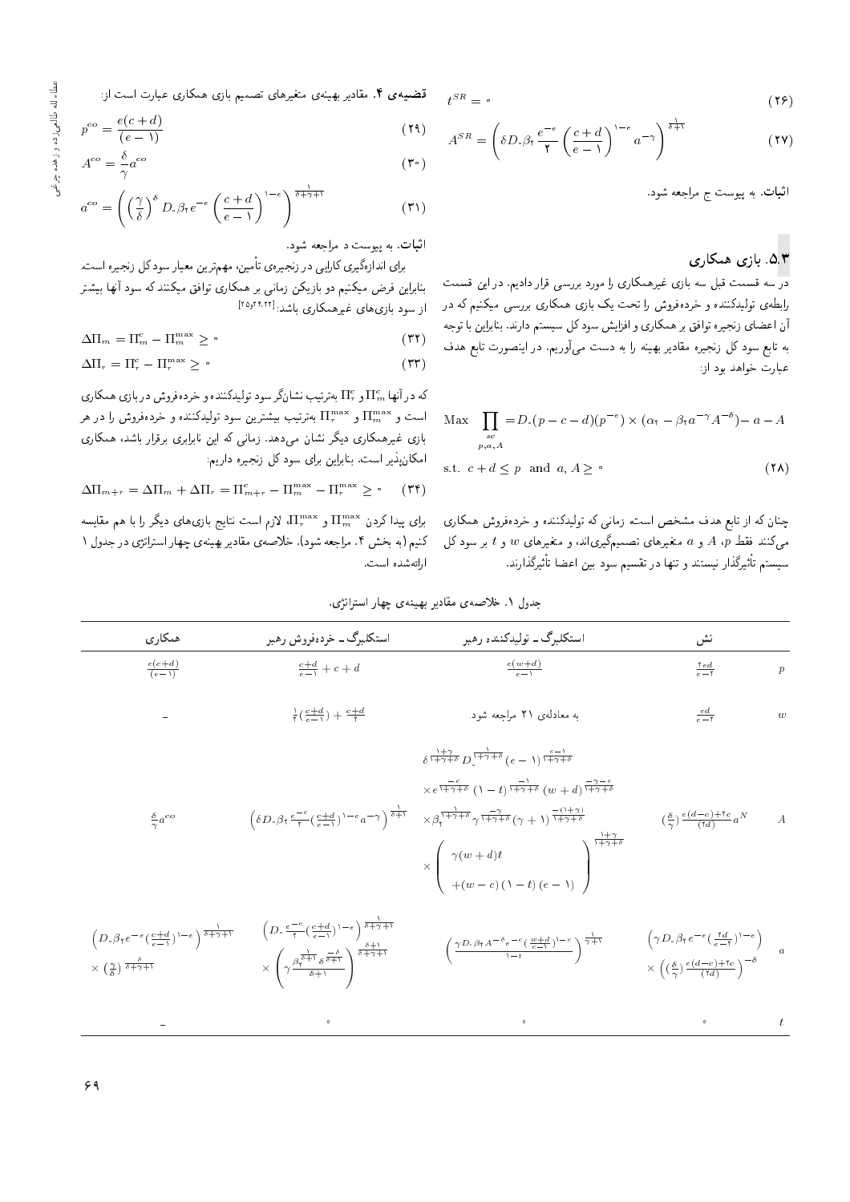$$t^{SR} = 0 \quad (26)$$

$$A^{SR} = \left(\delta D_0 \beta_2 \frac{e^{-e}}{2}\left(\frac{c+d}{e-1}\right)^{1-e} a^{-\gamma}\right)^{\frac{1}{\delta+1}} \quad (27)$$

**اثبات.** به پیوست ج مراجعه شود.

### ۵.۳. بازی همکاری

در سه قسمت قبل سه بازی غیرهمکاری را مورد بررسی قرار دادیم. در این قسمت رابطه‌ی تولیدکننده و خرده‌فروش را تحت یک بازی همکاری بررسی می‌کنیم که در آن اعضای زنجیره توافق بر همکاری و افزایش سود کل سیستم دارند. بنابراین با توجه به تابع سود کل زنجیره مقادیر بهینه را به دست می‌آوریم. در این‌صورت تابع هدف عبارت خواهد بود از:

$$\underset{p,a,A}{\text{Max}} \prod_{sc} = D_0(p-c-d)(p^{-e}) \times (\alpha_2 - \beta_2 a^{-\gamma} A^{-\delta}) - a - A$$

$$\text{s.t.} \quad c+d \leq p \quad \text{and} \quad a, A \geq 0 \quad (28)$$

چنان که از تابع هدف مشخص است، زمانی که تولیدکننده و خرده‌فروش همکاری می‌کنند فقط $p$، $A$ و $a$ متغیرهای تصمیم‌گیری‌اند، و متغیرهای $w$ و $t$ بر سود کل سیستم تأثیرگذار نیستند و تنها در تقسیم سود بین اعضا تأثیرگذارند.

**قضیه‌ی ۴.** مقادیر بهینه‌ی متغیرهای تصمیم بازی همکاری عبارت است از:

$$p^{co} = \frac{e(c+d)}{(e-1)} \quad (29)$$

$$A^{co} = \frac{\delta}{\gamma} a^{co} \quad (30)$$

$$a^{co} = \left(\left(\frac{\gamma}{\delta}\right)^{\delta} D_0 \beta_2 e^{-e}\left(\frac{c+d}{e-1}\right)^{1-e}\right)^{\frac{1}{\delta+\gamma+1}} \quad (31)$$

**اثبات.** به پیوست د مراجعه شود.

برای اندازه‌گیری کارایی در زنجیره‌ی تأمین، مهم‌ترین معیار سود کل زنجیره است. بنابراین فرض می‌کنیم دو بازیکن زمانی بر همکاری توافق می‌کنند که سود آن‌ها بیشتر از سود بازی‌های غیرهمکاری باشد:[25,24,22]

$$\Delta\Pi_m = \Pi_m^c - \Pi_m^{\max} \geq 0 \quad (32)$$

$$\Delta\Pi_r = \Pi_r^c - \Pi_r^{\max} \geq 0 \quad (33)$$

که در آن‌ها $\Pi_m^c$ و $\Pi_r^c$ به‌ترتیب نشان‌گر سود تولیدکننده و خرده‌فروش در بازی همکاری است و $\Pi_m^{\max}$ و $\Pi_r^{\max}$ به‌ترتیب بیشترین سود تولیدکننده و خرده‌فروش را در هر بازی غیرهمکاری دیگر نشان می‌دهد. زمانی که این نابرابری برقرار باشد، همکاری امکان‌پذیر است. بنابراین برای سود کل زنجیره داریم:

$$\Delta\Pi_{m+r} = \Delta\Pi_m + \Delta\Pi_r = \Pi_{m+r}^c - \Pi_m^{\max} - \Pi_r^{\max} \geq 0 \quad (34)$$

برای پیدا کردن $\Pi_m^{\max}$ و $\Pi_r^{\max}$، لازم است نتایج بازی‌های دیگر را با هم مقایسه کنیم (به بخش ۴ مراجعه شود). خلاصه‌ی مقادیر بهینه‌ی چهار استراتژی در جدول ۱ ارائه‌شده است.

جدول ۱. خلاصه‌ی مقادیر بهینه‌ی چهار استراتژی.

| | نش | استکلبرگ ـ تولیدکننده رهبر | استکلبرگ ـ خرده‌فروش رهبر | همکاری |
|---|---|---|---|---|
| $p$ | $\frac{2ed}{e-2}$ | $\frac{e(w+d)}{e-1}$ | $\frac{c+d}{e-1}+c+d$ | $\frac{e(c+d)}{(e-1)}$ |
| $w$ | $\frac{ed}{e-2}$ | به معادله‌ی ۲۱ مراجعه شود. | $\frac{1}{2}\left(\frac{c+d}{e-1}\right)+\frac{c+d}{2}$ | - |
| $A$ | $\left(\frac{\delta}{\gamma}\right)\frac{e(d-c)+2c}{(2d)}a^N$ | $\delta^{\frac{1+\gamma}{1+\gamma+\delta}} D_0^{\frac{1}{1+\gamma+\delta}} (e-1)^{\frac{e-1}{1+\gamma+\delta}} \times e^{\frac{-e}{1+\gamma+\delta}} (1-t)^{\frac{-1}{1+\gamma+\delta}} (w+d)^{\frac{-\gamma-e}{1+\gamma+\delta}} \times \beta_2^{\frac{1}{1+\gamma+\delta}} \gamma^{\frac{-\gamma}{1+\gamma+\delta}} (\gamma+1)^{\frac{-(1+\gamma)}{1+\gamma+\delta}} \times \left(\gamma(w+d)t + (w-c)(1-t)(e-1)\right)^{\frac{1+\gamma}{1+\gamma+\delta}}$ | $\left(\delta D_0 \beta_2 \frac{e^{-e}}{2}\left(\frac{c+d}{e-1}\right)^{1-e} a^{-\gamma}\right)^{\frac{1}{\delta+1}}$ | $\frac{\delta}{\gamma}a^{co}$ |
| $a$ | $\left(\gamma D_0 \beta_2 e^{-e}\left(\frac{2d}{e-2}\right)^{1-e}\right) \times \left(\left(\frac{\delta}{\gamma}\right)\frac{e(d-c)+2c}{(2d)}\right)^{-\delta}$ | $\left(\frac{\gamma D_0 \beta_2 A^{-\delta} e^{-e}\left(\frac{w+d}{e-1}\right)^{1-e}}{1-t}\right)^{\frac{1}{\gamma+1}}$ | $\left(D_0 \frac{e^{-e}}{2}\left(\frac{c+d}{e-1}\right)^{1-e}\right)^{\frac{1}{\delta+\gamma+1}} \times \left(\gamma \frac{\beta_2^{\frac{1}{\delta+1}} \delta^{\frac{-\delta}{\delta+1}}}{\delta+1}\right)^{\frac{\delta+1}{\delta+\gamma+1}}$ | $\left(D_0 \beta_2 e^{-e}\left(\frac{c+d}{e-1}\right)^{1-e}\right)^{\frac{1}{\delta+\gamma+1}} \times \left(\frac{\gamma}{\delta}\right)^{\frac{\delta}{\delta+\gamma+1}}$ |
| $t$ | $0$ | $0$ | $0$ | - |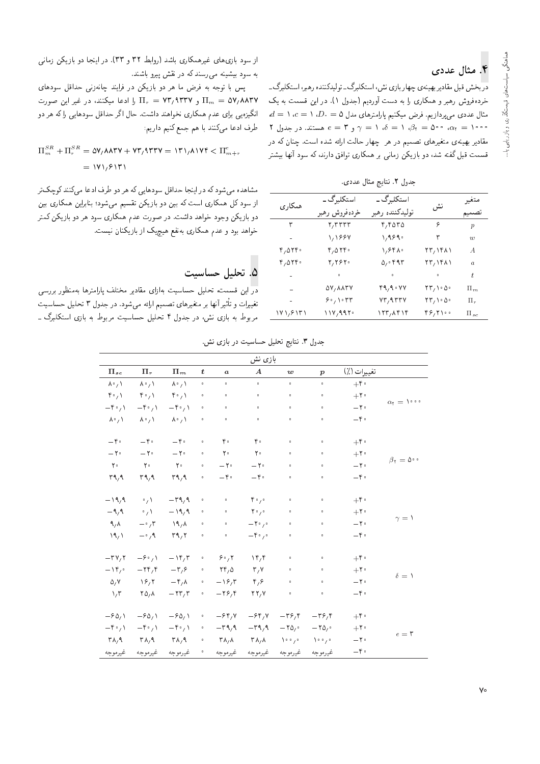## ۴. مثال عددی

در بخش قبل مقادیر بهینه‌ی چهار بازی نش، استکلبرگ ـ تولیدکننده رهبر، استکلبرگ ـ خرده‌فروش رهبر و همکاری را به دست آوردیم (جدول ۱). در این قسمت به یک مثال عددی می‌پردازیم. فرض میکنیم پارامترهای مدل $D = ۵$، $c = ۱$، $d = ۱$، $\alpha_۲ = ۱۰۰۰$، $\beta_۲ = ۵۰۰$، $\delta = ۱$، $\gamma = ۱$ و $e = ۳$ هستند. در جدول ۲ مقادیر بهینه‌ی متغیرهای تصمیم در هر چهار حالت ارائه شده است. چنان که در قسمت قبل گفته شد، دو بازیکن زمانی بر همکاری توافق دارند، که سود آنها بیشتر از سود بازی‌های غیرهمکاری باشد (روابط ۳۲ و ۳۳). در اینجا دو بازیکن زمانی به سود بیشینه می‌رسند که در نقش پیرو باشند.

جدول ۲. نتایج مثال عددی.

| متغیر تصمیم | نش | استکلبرگ ـ تولیدکننده رهبر | استکلبرگ ـ خرده‌فروش رهبر | همکاری |
|---|---|---|---|---|
| $p$ | ۶ | ۴,۴۵۳۵ | ۲,۳۳۳۳ | ۳ |
| $w$ | ۳ | ۱,۹۶۹۰ | ۱,۱۶۶۷ | - |
| $A$ | ۲۳,۱۴۸۱ | ۱,۶۴۸۰ | ۴,۵۲۴۰ | ۴,۵۲۴۰ |
| $a$ | ۲۳,۱۴۸۱ | ۵,۰۴۹۳ | ۲,۲۶۲۰ | ۴,۵۲۴۰ |
| $t$ | ۰ | ۰ | ۰ | - |
| $\Pi_m$ | ۲۳,۱۰۵۰ | ۴۹,۹۰۷۷ | ۵۷,۸۸۳۷ | - |
| $\Pi_r$ | ۲۳,۱۰۵۰ | ۷۳,۹۳۳۷ | ۶۰,۱۰۳۳ | - |
| $\Pi_{sc}$ | ۴۶,۲۱۰۰ | ۱۲۳,۸۴۱۴ | ۱۱۷,۹۹۲۰ | ۱۷۱,۶۱۳۱ |

پس با توجه به فرض ما هر دو بازیکن در فرایند چانه‌زنی حداقل سودهای $\Pi_m = ۵۷,۸۸۳۷$ و $\Pi_r = ۷۳,۹۳۳۷$ را ادعا میکنند، در غیر این صورت انگیزه‌یی برای عدم همکاری خواهند داشت. حال اگر حداقل سودهایی را که هر دو طرف ادعا می‌کنند با هم جمع کنیم داریم:

$$\Pi_m^{SR} + \Pi_r^{SR} = ۵۷,۸۸۳۷ + ۷۳,۹۳۳۷ = ۱۳۱,۸۱۷۴ < \Pi_{m+r}^c = ۱۷۱,۶۱۳۱$$

مشاهده می‌شود که در اینجا حداقل سودهایی که هر دو طرف ادعا می‌کنند کوچک‌تر از سود کل همکاری است که بین دو بازیکن تقسیم می‌شود؛ بنابراین همکاری بین دو بازیکن وجود خواهد داشت. در صورت عدم همکاری سود هر دو بازیکن کمتر خواهد بود و عدم همکاری به‌نفع هیچ‌یک از بازیکنان نیست.

## ۵. تحلیل حساسیت

در این قسمت تحلیل حساسیت به‌ازای مقادیر مختلف پارامترها به‌منظور بررسی تغییرات و تأثیر آنها بر متغیرهای تصمیم ارائه می‌شود. در جدول ۳ تحلیل حساسیت مربوط به بازی نش، در جدول ۴ تحلیل حساسیت مربوط به بازی استکلبرگ ـ

جدول ۳. نتایج تحلیل حساسیت در بازی نش.

| | تغییرات (٪) | $p$ | $w$ | $A$ | $a$ | $t$ | $\Pi_m$ | $\Pi_r$ | $\Pi_{sc}$ |
|---|---|---|---|---|---|---|---|---|---|
| $\alpha_۲ = ۱۰۰۰$ | +۴۰ | ۰ | ۰ | ۰ | ۰ | ۰ | ۸۰,۱ | ۸۰,۱ | ۸۰,۱ |
| | +۲۰ | ۰ | ۰ | ۰ | ۰ | ۰ | ۴۰,۱ | ۴۰,۱ | ۴۰,۱ |
| | −۲۰ | ۰ | ۰ | ۰ | ۰ | ۰ | −۴۰,۱ | −۴۰,۱ | −۴۰,۱ |
| | −۴۰ | ۰ | ۰ | ۰ | ۰ | ۰ | ۸۰,۱ | ۸۰,۱ | ۸۰,۱ |
| $\beta_۲ = ۵۰۰$ | +۴۰ | ۰ | ۰ | ۴۰ | ۴۰ | ۰ | −۴۰ | −۴۰ | −۴۰ |
| | +۲۰ | ۰ | ۰ | ۲۰ | ۲۰ | ۰ | −۲۰ | −۲۰ | −۲۰ |
| | −۲۰ | ۰ | ۰ | −۲۰ | −۲۰ | ۰ | ۲۰ | ۲۰ | ۲۰ |
| | −۴۰ | ۰ | ۰ | −۴۰ | −۴۰ | ۰ | ۳۹,۹ | ۳۹,۹ | ۳۹,۹ |
| $\gamma = ۱$ | +۴۰ | ۰ | ۰ | ۴۰,۰ | ۰ | ۰ | −۳۹,۹ | ۰,۱ | −۱۹,۹ |
| | +۲۰ | ۰ | ۰ | ۲۰,۰ | ۰ | ۰ | −۱۹,۹ | ۰,۱ | −۹,۹ |
| | −۲۰ | ۰ | ۰ | −۲۰,۰ | ۰ | ۰ | ۱۹,۸ | −۰,۳ | ۹,۸ |
| | −۴۰ | ۰ | ۰ | −۴۰,۰ | ۰ | ۰ | ۳۹,۲ | −۰,۹ | ۱۹,۱ |
| $\delta = ۱$ | +۴۰ | ۰ | ۰ | ۱۴,۴ | ۶۰,۲ | ۰ | −۱۴,۳ | −۶۰,۱ | −۳۷,۲ |
| | +۲۰ | ۰ | ۰ | ۳,۷ | ۲۴,۵ | ۰ | −۳,۶ | −۲۴,۴ | −۱۴,۰ |
| | −۲۰ | ۰ | ۰ | ۴,۶ | −۱۶,۳ | ۰ | −۴,۸ | ۱۶,۲ | ۵,۷ |
| | −۴۰ | ۰ | ۰ | ۲۲,۷ | −۲۶,۴ | ۰ | −۲۳,۳ | ۲۵,۸ | ۱,۳ |
| $e = ۳$ | +۴۰ | −۳۶,۴ | −۳۶,۴ | −۶۴,۷ | −۶۴,۷ | ۰ | −۶۵,۱ | −۶۵,۱ | −۶۵,۱ |
| | +۲۰ | −۲۵,۰ | −۲۵,۰ | −۳۹,۹ | −۳۹,۹ | ۰ | −۴۰,۱ | −۴۰,۱ | −۴۰,۱ |
| | −۲۰ | ۱۰۰,۰ | ۱۰۰,۰ | ۳۸,۸ | ۳۸,۸ | ۰ | ۳۸,۹ | ۳۸,۹ | ۳۸,۹ |
| | −۴۰ | غیرموجه | غیرموجه | غیرموجه | غیرموجه | ۰ | غیرموجه | غیرموجه | غیرموجه |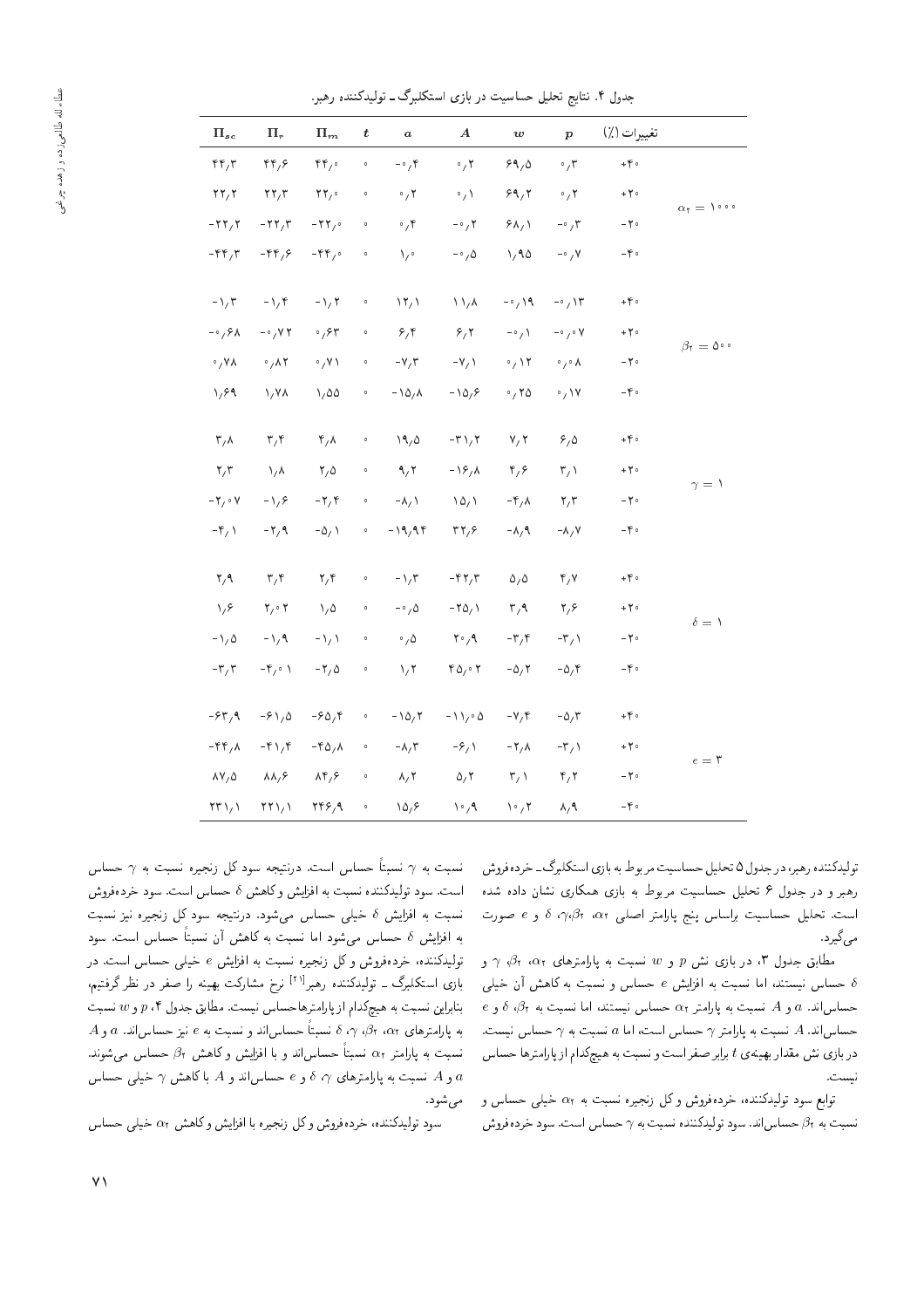جدول ۴. نتایج تحلیل حساسیت در بازی استکلبرگ ـ تولیدکننده رهبر.

| | تغییرات (٪) | $p$ | $w$ | $A$ | $a$ | $t$ | $\Pi_m$ | $\Pi_r$ | $\Pi_{sc}$ |
|---|---|---|---|---|---|---|---|---|---|
| $\alpha_2 = 1000$ | +۴۰ | ۰٫۳ | ۶۹٫۵ | ۰٫۲ | -۰٫۴ | ۰ | ۴۴٫۰ | ۴۴٫۶ | ۴۴٫۳ |
| | +۲۰ | ۰٫۲ | ۶۹٫۲ | ۰٫۱ | ۰٫۲ | ۰ | ۲۲٫۰ | ۲۲٫۳ | ۲۲٫۲ |
| | -۲۰ | -۰٫۳ | ۶۸٫۱ | -۰٫۲ | ۰٫۴ | ۰ | -۲۲٫۰ | -۲۲٫۳ | -۲۲٫۲ |
| | -۴۰ | -۰٫۷ | ۱٫۹۵ | -۰٫۵ | ۱٫۰ | ۰ | -۴۴٫۰ | -۴۴٫۶ | -۴۴٫۳ |
| $\beta_2 = 500$ | +۴۰ | -۰٫۱۳ | -۰٫۱۹ | ۱۱٫۸ | ۱۲٫۱ | ۰ | -۱٫۲ | -۱٫۴ | -۱٫۳ |
| | +۲۰ | -۰٫۰۷ | -۰٫۱ | ۶٫۲ | ۶٫۴ | ۰ | ۰٫۶۳ | -۰٫۷۲ | -۰٫۶۸ |
| | -۲۰ | ۰٫۰۸ | ۰٫۱۲ | -۷٫۱ | -۷٫۳ | ۰ | ۰٫۷۱ | ۰٫۸۲ | ۰٫۷۸ |
| | -۴۰ | ۰٫۱۷ | ۰٫۲۵ | -۱۵٫۶ | -۱۵٫۸ | ۰ | ۱٫۵۵ | ۱٫۷۸ | ۱٫۶۹ |
| $\gamma = 1$ | +۴۰ | ۶٫۵ | ۷٫۲ | -۳۱٫۲ | ۱۹٫۵ | ۰ | ۴٫۸ | ۳٫۴ | ۳٫۸ |
| | +۲۰ | ۳٫۱ | ۴٫۶ | -۱۶٫۸ | ۹٫۲ | ۰ | ۲٫۵ | ۱٫۸ | ۲٫۳ |
| | -۲۰ | ۲٫۳ | -۴٫۸ | ۱۵٫۱ | -۸٫۱ | ۰ | -۲٫۴ | -۱٫۶ | -۲٫۰۷ |
| | -۴۰ | -۸٫۷ | -۸٫۹ | ۳۲٫۶ | -۱۹٫۹۴ | ۰ | -۵٫۱ | -۲٫۹ | -۴٫۱ |
| $\delta = 1$ | +۴۰ | ۴٫۷ | ۵٫۵ | -۴۲٫۳ | -۱٫۳ | ۰ | ۲٫۴ | ۳٫۴ | ۲٫۹ |
| | +۲۰ | ۲٫۶ | ۳٫۹ | -۲۵٫۱ | -۰٫۵ | ۰ | ۱٫۵ | ۲٫۰۲ | ۱٫۶ |
| | -۲۰ | -۳٫۱ | -۳٫۴ | ۲۰٫۹ | ۰٫۵ | ۰ | -۱٫۱ | -۱٫۹ | -۱٫۵ |
| | -۴۰ | -۵٫۴ | -۵٫۲ | ۴۵٫۰۲ | ۱٫۲ | ۰ | -۲٫۵ | -۴٫۰۱ | -۳٫۳ |
| $e = 3$ | +۴۰ | -۵٫۳ | -۷٫۴ | -۱۱٫۰۵ | -۱۵٫۲ | ۰ | -۶۵٫۴ | -۶۱٫۵ | -۶۳٫۹ |
| | +۲۰ | -۳٫۱ | -۲٫۸ | -۶٫۱ | -۸٫۳ | ۰ | -۴۵٫۸ | -۴۱٫۴ | -۴۴٫۸ |
| | -۲۰ | ۴٫۲ | ۳٫۱ | ۵٫۲ | ۸٫۲ | ۰ | ۸۴٫۶ | ۸۸٫۶ | ۸۷٫۵ |
| | -۴۰ | ۸٫۹ | ۱۰٫۲ | ۱۰٫۹ | ۱۵٫۶ | ۰ | ۲۴۶٫۹ | ۲۲۱٫۱ | ۲۳۱٫۱ |

تولیدکننده رهبر، در جدول ۵ تحلیل حساسیت مربوط به بازی استکلبرگ ـ خرده‌فروش رهبر و در جدول ۶ تحلیل حساسیت مربوط به بازی همکاری نشان داده شده است. تحلیل حساسیت براساس پنج پارامتر اصلی $\alpha_2$، $\beta_2$، $\gamma$، $\delta$ و $e$ صورت می‌گیرد.

مطابق جدول ۳، در بازی نش $p$ و $w$ نسبت به پارامترهای $\alpha_2$، $\beta_2$، $\gamma$ و $\delta$ حساس نیستند، اما نسبت به افزایش $e$ حساس و نسبت به کاهش آن خیلی حساس‌اند. $a$ و $A$ نسبت به پارامتر $\alpha_2$ حساس نیستند، اما نسبت به $\beta_2$، $\delta$ و $e$ حساس‌اند. $A$ نسبت به پارامتر $\gamma$ حساس است، اما $a$ نسبت به $\gamma$ حساس نیست. در بازی نش مقدار بهینه‌ی $t$ برابر صفر است و نسبت به هیچ‌کدام از پارامترها حساس نیست.

توابع سود تولیدکننده، خرده‌فروش و کل زنجیره نسبت به $\alpha_2$ خیلی حساس و نسبت به $\beta_2$ حساس‌اند. سود تولیدکننده نسبت به $\gamma$ حساس است. سود خرده‌فروش نسبت به $\gamma$ نسبتاً حساس است. درنتیجه سود کل زنجیره نسبت به $\gamma$ حساس است. سود تولیدکننده نسبت به افزایش و کاهش $\delta$ حساس است. سود خرده‌فروش نسبت به افزایش $\delta$ خیلی حساس می‌شود. درنتیجه سود کل زنجیره نیز نسبت به افزایش $\delta$ حساس می‌شود اما نسبت به کاهش آن نسبتاً حساس است. سود تولیدکننده، خرده‌فروش و کل زنجیره نسبت به افزایش $e$ خیلی حساس است. در بازی استکلبرگ ـ تولیدکننده رهبر[۲۱] نرخ مشارکت بهینه را صفر در نظر گرفتیم، بنابراین نسبت به هیچ‌کدام از پارامترها حساس نیست. مطابق جدول ۴، $p$ و $w$ نسبت به پارامترهای $\alpha_2$، $\beta_2$، $\gamma$، $\delta$ نسبتاً حساس‌اند و نسبت به $e$ نیز حساس‌اند. $a$ و $A$ نسبت به پارامتر $\alpha_2$ نسبتاً حساس‌اند و با افزایش و کاهش $\beta_2$ حساس می‌شوند. $a$ و $A$ نسبت به پارامترهای $\gamma$، $\delta$ و $e$ حساس‌اند و $A$ با کاهش $\gamma$ خیلی حساس می‌شود.

سود تولیدکننده، خرده‌فروش و کل زنجیره با افزایش و کاهش $\alpha_2$ خیلی حساس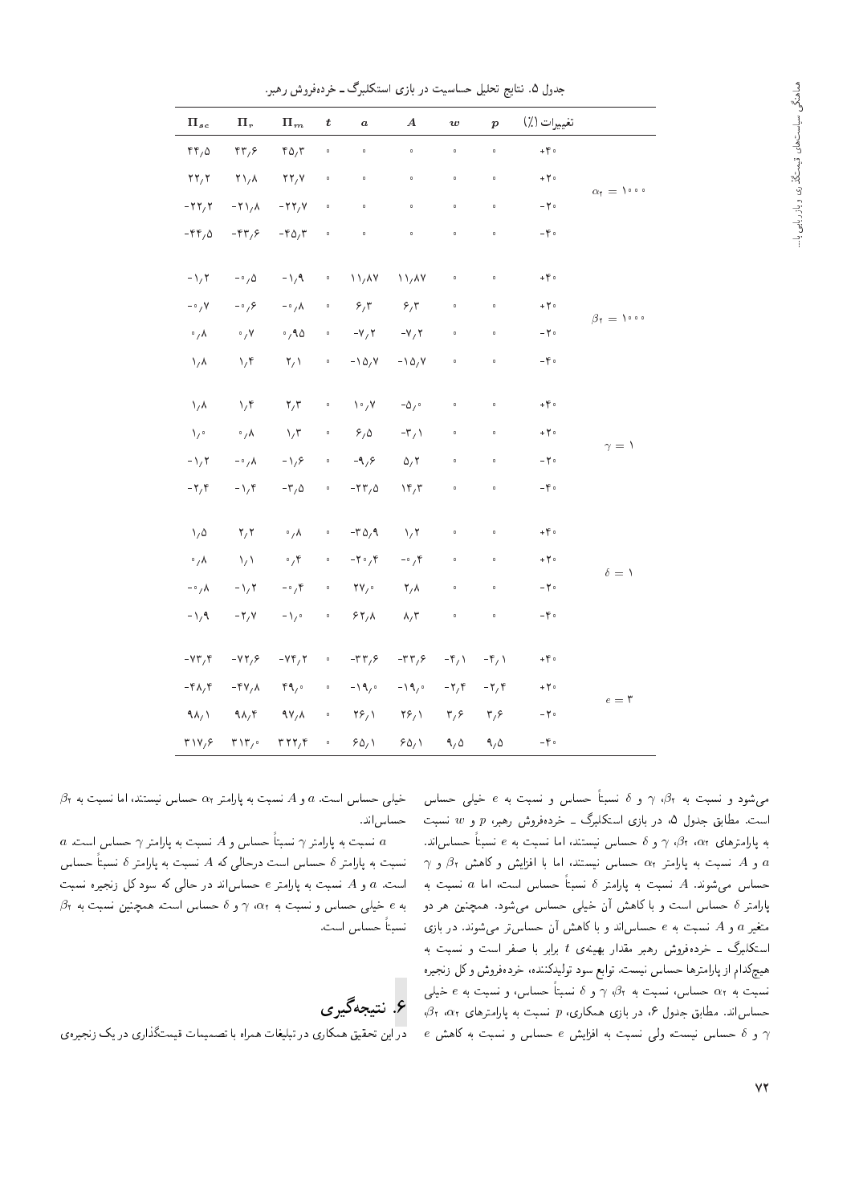جدول ۵. نتایج تحلیل حساسیت در بازی استکلبرگ ـ خرده‌فروش رهبر.

| | تغییرات (٪) | $p$ | $w$ | $A$ | $a$ | $t$ | $\Pi_m$ | $\Pi_r$ | $\Pi_{sc}$ |
|---|---|---|---|---|---|---|---|---|---|
| $\alpha_2 = 1000$ | +۴۰ | ۰ | ۰ | ۰ | ۰ | ۰ | ۴۵٫۳ | ۴۳٫۶ | ۴۴٫۵ |
| | +۲۰ | ۰ | ۰ | ۰ | ۰ | ۰ | ۲۲٫۷ | ۲۱٫۸ | ۲۲٫۲ |
| | -۲۰ | ۰ | ۰ | ۰ | ۰ | ۰ | -۲۲٫۷ | -۲۱٫۸ | -۲۲٫۲ |
| | -۴۰ | ۰ | ۰ | ۰ | ۰ | ۰ | -۴۵٫۳ | -۴۳٫۶ | -۴۴٫۵ |
| $\beta_2 = 1000$ | +۴۰ | ۰ | ۰ | ۱۱٫۸۷ | ۱۱٫۸۷ | ۰ | -۱٫۹ | -۰٫۵ | -۱٫۲ |
| | +۲۰ | ۰ | ۰ | ۶٫۳ | ۶٫۳ | ۰ | -۰٫۸ | -۰٫۶ | -۰٫۷ |
| | -۲۰ | ۰ | ۰ | -۷٫۲ | -۷٫۲ | ۰ | ۰٫۹۵ | ۰٫۷ | ۰٫۸ |
| | -۴۰ | ۰ | ۰ | -۱۵٫۷ | -۱۵٫۷ | ۰ | ۲٫۱ | ۱٫۴ | ۱٫۸ |
| $\gamma = 1$ | +۴۰ | ۰ | ۰ | -۵٫۰ | ۱۰٫۷ | ۰ | ۲٫۳ | ۱٫۴ | ۱٫۸ |
| | +۲۰ | ۰ | ۰ | -۳٫۱ | ۶٫۵ | ۰ | ۱٫۳ | ۰٫۸ | ۱٫۰ |
| | -۲۰ | ۰ | ۰ | ۵٫۲ | -۹٫۶ | ۰ | -۱٫۶ | -۰٫۸ | -۱٫۲ |
| | -۴۰ | ۰ | ۰ | ۱۴٫۳ | -۲۳٫۵ | ۰ | -۳٫۵ | -۱٫۴ | -۲٫۴ |
| $\delta = 1$ | +۴۰ | ۰ | ۰ | ۱٫۲ | -۳۵٫۹ | ۰ | ۰٫۸ | ۲٫۲ | ۱٫۵ |
| | +۲۰ | ۰ | ۰ | -۰٫۴ | -۲۰٫۴ | ۰ | ۰٫۴ | ۱٫۱ | ۰٫۸ |
| | -۲۰ | ۰ | ۰ | ۲٫۸ | ۲۷٫۰ | ۰ | -۰٫۴ | -۱٫۲ | -۰٫۸ |
| | -۴۰ | ۰ | ۰ | ۸٫۳ | ۶۲٫۸ | ۰ | -۱٫۰ | -۲٫۷ | -۱٫۹ |
| $e = 3$ | +۴۰ | -۴٫۱ | -۴٫۱ | -۳۳٫۶ | -۳۳٫۶ | ۰ | -۷۴٫۲ | -۷۲٫۶ | -۷۳٫۴ |
| | +۲۰ | -۲٫۴ | -۲٫۴ | -۱۹٫۰ | -۱۹٫۰ | ۰ | ۴۹٫۰ | -۴۷٫۸ | -۴۸٫۴ |
| | -۲۰ | ۳٫۶ | ۳٫۶ | ۲۶٫۱ | ۲۶٫۱ | ۰ | ۹۷٫۸ | ۹۸٫۴ | ۹۸٫۱ |
| | -۴۰ | ۹٫۵ | ۹٫۵ | ۶۵٫۱ | ۶۵٫۱ | ۰ | ۳۲۲٫۴ | ۳۱۳٫۰ | ۳۱۷٫۶ |

می‌شود و نسبت به $\beta_2$، $\gamma$ و $\delta$ نسبتاً حساس و نسبت به $e$ خیلی حساس است. مطابق جدول ۵، در بازی استکلبرگ ـ خرده‌فروش رهبر، $p$ و $w$ نسبت به پارامترهای $\alpha_2$، $\beta_2$، $\gamma$ و $\delta$ حساس نیستند، اما نسبت به $e$ نسبتاً حساس‌اند. $a$ و $A$ نسبت به پارامتر $\alpha_2$ حساس نیستند، اما با افزایش و کاهش $\beta_2$ و $\gamma$ حساس می‌شوند. $A$ نسبت به پارامتر $\delta$ نسبتاً حساس است، اما $a$ نسبت به پارامتر $\delta$ حساس است و با کاهش آن خیلی حساس می‌شود. همچنین هر دو متغیر $a$ و $A$ نسبت به $e$ حساس‌اند و با کاهش آن حساس‌تر می‌شوند. در بازی استکلبرگ ـ خرده‌فروش رهبر مقدار بهینه‌ی $t$ برابر با صفر است و نسبت به هیچ‌کدام از پارامترها حساس نیست. توابع سود تولیدکننده، خرده‌فروش و کل زنجیره نسبت به $\alpha_2$ حساس، نسبت به $\beta_2$، $\gamma$ و $\delta$ نسبتاً حساس، و نسبت به $e$ خیلی حساس‌اند. مطابق جدول ۶، در بازی همکاری، $p$ نسبت به پارامترهای $\alpha_2$، $\beta_2$، $\gamma$ و $\delta$ حساس نیست، ولی نسبت به افزایش $e$ حساس و نسبت به کاهش $e$ خیلی حساس است. $a$ و $A$ نسبت به پارامتر $\alpha_2$ حساس نیستند، اما نسبت به $\beta_2$ حساس‌اند.

$a$ نسبت به پارامتر $\gamma$ نسبتاً حساس و $A$ نسبت به پارامتر $\gamma$ حساس است. $a$ نسبت به پارامتر $\delta$ حساس است درحالی که $A$ نسبت به پارامتر $\delta$ نسبتاً حساس است. $a$ و $A$ نسبت به پارامتر $e$ حساس‌اند در حالی که سود کل زنجیره نسبت به $e$ خیلی حساس و نسبت به $\alpha_2$، $\gamma$ و $\delta$ حساس است. همچنین نسبت به $\beta_2$ نسبتاً حساس است.

## ۶. نتیجه‌گیری

در این تحقیق همکاری در تبلیغات همراه با تصمیمات قیمت‌گذاری در یک زنجیره‌ی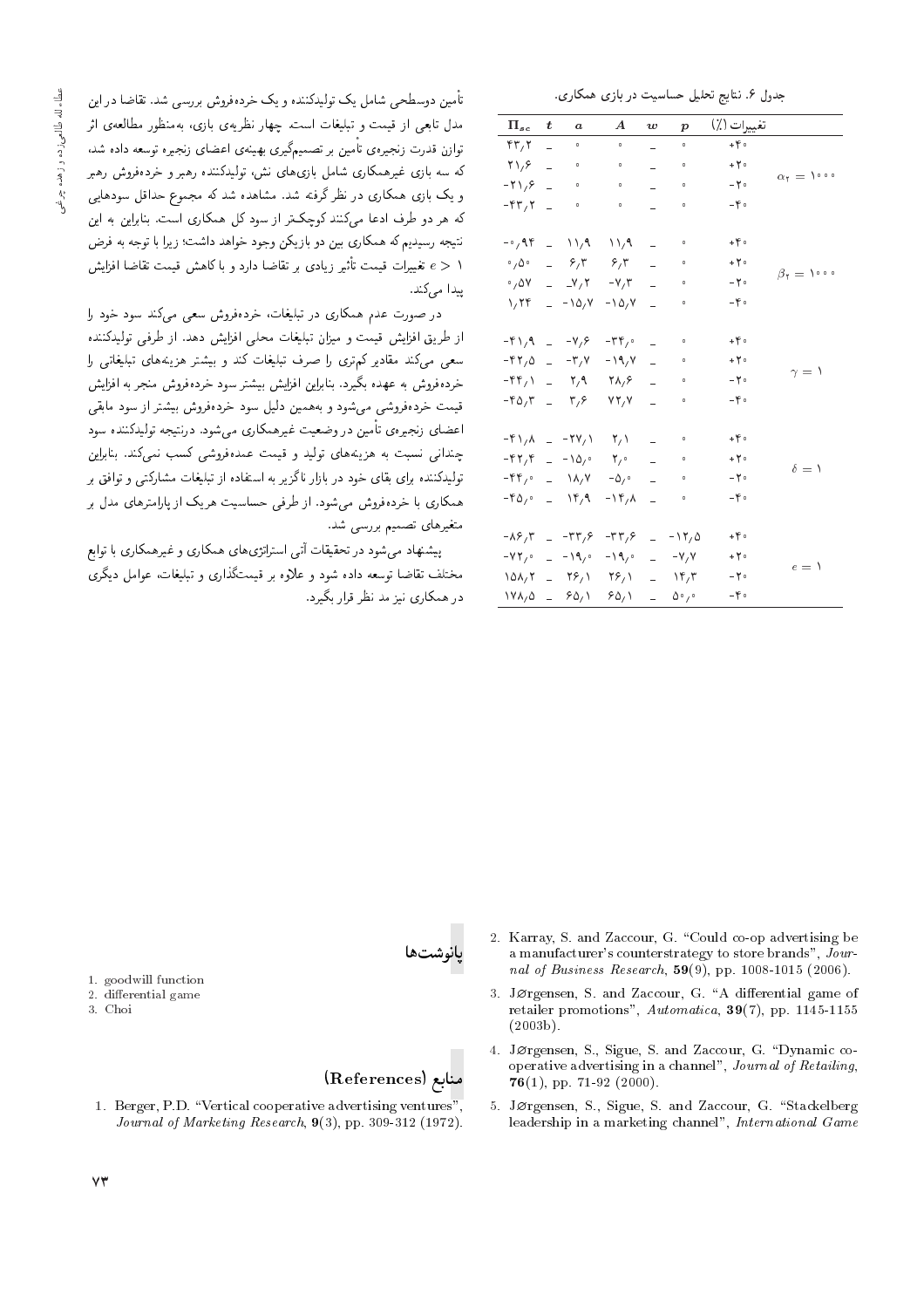جدول ۶. نتایج تحلیل حساسیت در بازی همکاری.

| | تغییرات (٪) | $p$ | $w$ | $A$ | $a$ | $t$ | $\Pi_{sc}$ |
|---|---|---|---|---|---|---|---|
| $\alpha_r = 1000$ | +۴۰ | ۰ | _ | ۰ | ۰ | _ | ۴۳٫۲ |
| | +۲۰ | ۰ | _ | ۰ | ۰ | _ | ۲۱٫۶ |
| | -۲۰ | ۰ | _ | ۰ | ۰ | _ | -۲۱٫۶ |
| | -۴۰ | ۰ | _ | ۰ | ۰ | _ | -۴۳٫۲ |
| $\beta_r = 1000$ | +۴۰ | ۰ | _ | ۱۱٫۹ | ۱۱٫۹ | _ | -۰٫۹۴ |
| | +۲۰ | ۰ | _ | ۶٫۳ | ۶٫۳ | _ | ۰٫۵۰ |
| | -۲۰ | ۰ | _ | -۷٫۳ | -۷٫۲ | _ | ۰٫۵۷ |
| | -۴۰ | ۰ | _ | -۱۵٫۷ | -۱۵٫۷ | _ | ۱٫۲۴ |
| $\gamma = 1$ | +۴۰ | ۰ | _ | -۳۴٫۰ | -۷٫۶ | _ | -۴۱٫۹ |
| | +۲۰ | ۰ | _ | -۱۹٫۷ | -۳٫۷ | _ | -۴۲٫۵ |
| | -۲۰ | ۰ | _ | ۲۸٫۶ | ۲٫۹ | _ | -۴۴٫۱ |
| | -۴۰ | ۰ | _ | ۷۲٫۷ | ۳٫۶ | _ | -۴۵٫۳ |
| $\delta = 1$ | +۴۰ | ۰ | _ | ۲٫۱ | -۲۷٫۱ | _ | -۴۱٫۸ |
| | +۲۰ | ۰ | _ | ۲٫۰ | -۱۵٫۰ | _ | -۴۲٫۴ |
| | -۲۰ | ۰ | _ | -۵٫۰ | ۱۸٫۷ | _ | -۴۴٫۰ |
| | -۴۰ | ۰ | _ | -۱۴٫۸ | ۱۴٫۹ | _ | -۴۵٫۰ |
| $e = 1$ | +۴۰ | -۱۲٫۵ | _ | -۳۳٫۶ | -۳۳٫۶ | _ | -۸۶٫۳ |
| | +۲۰ | -۷٫۷ | _ | -۱۹٫۰ | -۱۹٫۰ | _ | -۷۲٫۰ |
| | -۲۰ | ۱۴٫۳ | _ | ۲۶٫۱ | ۲۶٫۱ | _ | ۱۵۸٫۲ |
| | -۴۰ | ۵۰٫۰ | _ | ۶۵٫۱ | ۶۵٫۱ | _ | ۱۷۸٫۵ |

تأمین دوسطحی شامل یک تولیدکننده و یک خرده‌فروش بررسی شد. تقاضا در این مدل تابعی از قیمت و تبلیغات است. چهار نظریه‌ی بازی، به‌منظور مطالعه‌ی اثر توازن قدرت زنجیره‌ی تأمین بر تصمیم‌گیری بهینه‌ی اعضای زنجیره توسعه داده شد، که سه بازی غیرهمکاری شامل بازی‌های نش، تولیدکننده رهبر و خرده‌فروش رهبر و یک بازی همکاری در نظر گرفته شد. مشاهده شد که مجموع حداقل سودهایی که هر دو طرف ادعا می‌کنند کوچک‌تر از سود کل همکاری است. بنابراین به این نتیجه رسیدیم که همکاری بین دو بازیکن وجود خواهد داشت؛ زیرا با توجه به فرض $e > 1$ تغییرات قیمت تأثیر زیادی بر تقاضا دارد و با کاهش قیمت تقاضا افزایش پیدا می‌کند.

در صورت عدم همکاری در تبلیغات، خرده‌فروش سعی می‌کند سود خود را از طریق افزایش قیمت و میزان تبلیغات محلی افزایش دهد. از طرفی تولیدکننده سعی می‌کند مقادیر کم‌تری را صرف تبلیغات کند و بیشتر هزینه‌های تبلیغاتی را خرده‌فروش به عهده بگیرد. بنابراین افزایش بیشتر سود خرده‌فروش منجر به افزایش قیمت خرده‌فروشی می‌شود و به‌همین دلیل سود خرده‌فروش بیشتر از سود مابقی اعضای زنجیره‌ی تأمین در وضعیت غیرهمکاری می‌شود. درنتیجه تولیدکننده سود چندانی نسبت به هزینه‌های تولید و قیمت عمده‌فروشی کسب نمی‌کند. بنابراین تولیدکننده برای بقای خود در بازار ناگزیر به استفاده از تبلیغات مشارکتی و توافق بر همکاری با خرده‌فروش می‌شود. از طرفی حساسیت هریک از پارامترهای مدل بر متغیرهای تصمیم بررسی شد.

پیشنهاد می‌شود در تحقیقات آتی استراتژی‌های همکاری و غیرهمکاری با توابع مختلف تقاضا توسعه داده شود و علاوه بر قیمت‌گذاری و تبلیغات، عوامل دیگری در همکاری نیز مد نظر قرار بگیرد.

## پانوشت‌ها

1. goodwill function
2. differential game
3. Choi

## منابع (References)

1. Berger, P.D. "Vertical cooperative advertising ventures", *Journal of Marketing Research*, **9**(3), pp. 309-312 (1972).
2. Karray, S. and Zaccour, G. "Could co-op advertising be a manufacturer's counterstrategy to store brands", *Journal of Business Research*, **59**(9), pp. 1008-1015 (2006).
3. Jørgensen, S. and Zaccour, G. "A differential game of retailer promotions", *Automatica*, **39**(7), pp. 1145-1155 (2003b).
4. Jørgensen, S., Sigue, S. and Zaccour, G. "Dynamic cooperative advertising in a channel", *Journal of Retailing*, **76**(1), pp. 71-92 (2000).
5. Jørgensen, S., Sigue, S. and Zaccour, G. "Stackelberg leadership in a marketing channel", *International Game*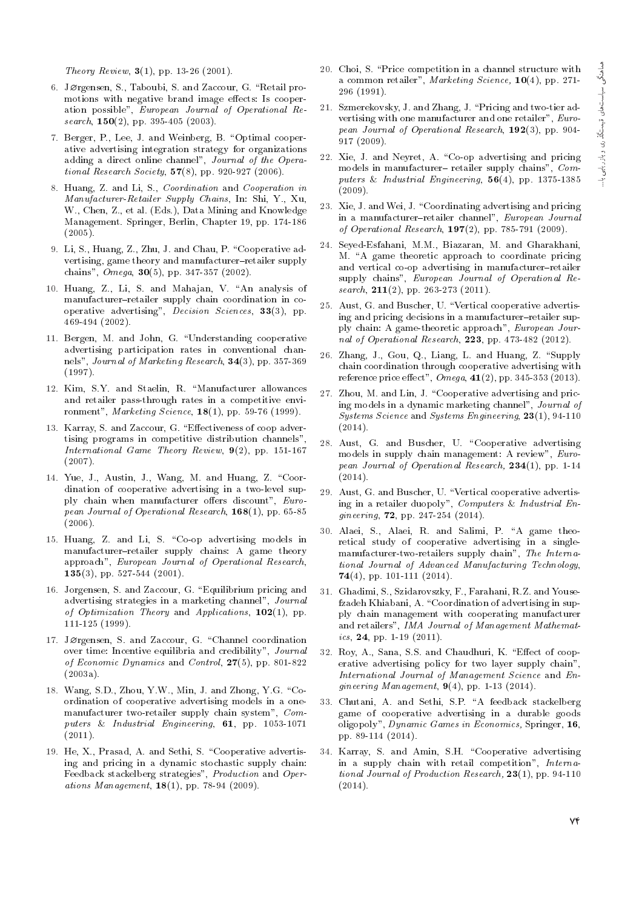*Theory Review*, **3**(1), pp. 13-26 (2001).

6. Jørgensen, S., Taboubi, S. and Zaccour, G. "Retail promotions with negative brand image effects: Is cooperation possible", *European Journal of Operational Research*, **150**(2), pp. 395-405 (2003).

7. Berger, P., Lee, J. and Weinberg, B. "Optimal cooperative advertising integration strategy for organizations adding a direct online channel", *Journal of the Operational Research Society*, **57**(8), pp. 920-927 (2006).

8. Huang, Z. and Li, S., *Coordination and Cooperation in Manufacturer-Retailer Supply Chains*, In: Shi, Y., Xu, W., Chen, Z., et al. (Eds.), Data Mining and Knowledge Management. Springer, Berlin, Chapter 19, pp. 174-186 (2005).

9. Li, S., Huang, Z., Zhu, J. and Chau, P. "Cooperative advertising, game theory and manufacturer–retailer supply chains", *Omega*, **30**(5), pp. 347-357 (2002).

10. Huang, Z., Li, S. and Mahajan, V. "An analysis of manufacturer–retailer supply chain coordination in cooperative advertising", *Decision Sciences*, **33**(3), pp. 469-494 (2002).

11. Bergen, M. and John, G. "Understanding cooperative advertising participation rates in conventional channels", *Journal of Marketing Research*, **34**(3), pp. 357-369 (1997).

12. Kim, S.Y. and Staelin, R. "Manufacturer allowances and retailer pass-through rates in a competitive environment", *Marketing Science*, **18**(1), pp. 59-76 (1999).

13. Karray, S. and Zaccour, G. "Effectiveness of coop advertising programs in competitive distribution channels", *International Game Theory Review*, **9**(2), pp. 151-167 (2007).

14. Yue, J., Austin, J., Wang, M. and Huang, Z. "Coordination of cooperative advertising in a two-level supply chain when manufacturer offers discount", *European Journal of Operational Research*, **168**(1), pp. 65-85 (2006).

15. Huang, Z. and Li, S. "Co-op advertising models in manufacturer–retailer supply chains: A game theory approach", *European Journal of Operational Research*, **135**(3), pp. 527-544 (2001).

16. Jorgensen, S. and Zaccour, G. "Equilibrium pricing and advertising strategies in a marketing channel", *Journal of Optimization Theory* and *Applications*, **102**(1), pp. 111-125 (1999).

17. Jørgensen, S. and Zaccour, G. "Channel coordination over time: Incentive equilibria and credibility", *Journal of Economic Dynamics* and *Control*, **27**(5), pp. 801-822 (2003a).

18. Wang, S.D., Zhou, Y.W., Min, J. and Zhong, Y.G. "Coordination of cooperative advertising models in a one-manufacturer two-retailer supply chain system", *Computers & Industrial Engineering*, **61**, pp. 1053-1071 (2011).

19. He, X., Prasad, A. and Sethi, S. "Cooperative advertising and pricing in a dynamic stochastic supply chain: Feedback stackelberg strategies", *Production* and *Operations Management*, **18**(1), pp. 78-94 (2009).

20. Choi, S. "Price competition in a channel structure with a common retailer", *Marketing Science*, **10**(4), pp. 271-296 (1991).

21. Szmerekovsky, J. and Zhang, J. "Pricing and two-tier advertising with one manufacturer and one retailer", *European Journal of Operational Research*, **192**(3), pp. 904-917 (2009).

22. Xie, J. and Neyret, A. "Co-op advertising and pricing models in manufacturer– retailer supply chains", *Computers & Industrial Engineering*, **56**(4), pp. 1375-1385 (2009).

23. Xie, J. and Wei, J. "Coordinating advertising and pricing in a manufacturer–retailer channel", *European Journal of Operational Research*, **197**(2), pp. 785-791 (2009).

24. Seyed-Esfahani, M.M., Biazaran, M. and Gharakhani, M. "A game theoretic approach to coordinate pricing and vertical co-op advertising in manufacturer–retailer supply chains", *European Journal of Operational Research*, **211**(2), pp. 263-273 (2011).

25. Aust, G. and Buscher, U. "Vertical cooperative advertising and pricing decisions in a manufacturer–retailer supply chain: A game-theoretic approach", *European Journal of Operational Research*, **223**, pp. 473-482 (2012).

26. Zhang, J., Gou, Q., Liang, L. and Huang, Z. "Supply chain coordination through cooperative advertising with reference price effect", *Omega*, **41**(2), pp. 345-353 (2013).

27. Zhou, M. and Lin, J. "Cooperative advertising and pricing models in a dynamic marketing channel", *Journal of Systems Science* and *Systems Engineering*, **23**(1), 94-110 (2014).

28. Aust, G. and Buscher, U. "Cooperative advertising models in supply chain management: A review", *European Journal of Operational Research*, **234**(1), pp. 1-14 (2014).

29. Aust, G. and Buscher, U. "Vertical cooperative advertising in a retailer duopoly", *Computers & Industrial Engineering*, **72**, pp. 247-254 (2014).

30. Alaei, S., Alaei, R. and Salimi, P. "A game theoretical study of cooperative advertising in a single-manufacturer-two-retailers supply chain", *The International Journal of Advanced Manufacturing Technology*, **74**(4), pp. 101-111 (2014).

31. Ghadimi, S., Szidarovszky, F., Farahani, R.Z. and Yousefzadeh Khiabani, A. "Coordination of advertising in supply chain management with cooperating manufacturer and retailers", *IMA Journal of Management Mathematics*, **24**, pp. 1-19 (2011).

32. Roy, A., Sana, S.S. and Chaudhuri, K. "Effect of cooperative advertising policy for two layer supply chain", *International Journal of Management Science* and *Engineering Management*, **9**(4), pp. 1-13 (2014).

33. Chutani, A. and Sethi, S.P. "A feedback stackelberg game of cooperative advertising in a durable goods oligopoly", *Dynamic Games in Economics*, Springer, **16**, pp. 89-114 (2014).

34. Karray, S. and Amin, S.H. "Cooperative advertising in a supply chain with retail competition", *International Journal of Production Research*, **23**(1), pp. 94-110 (2014).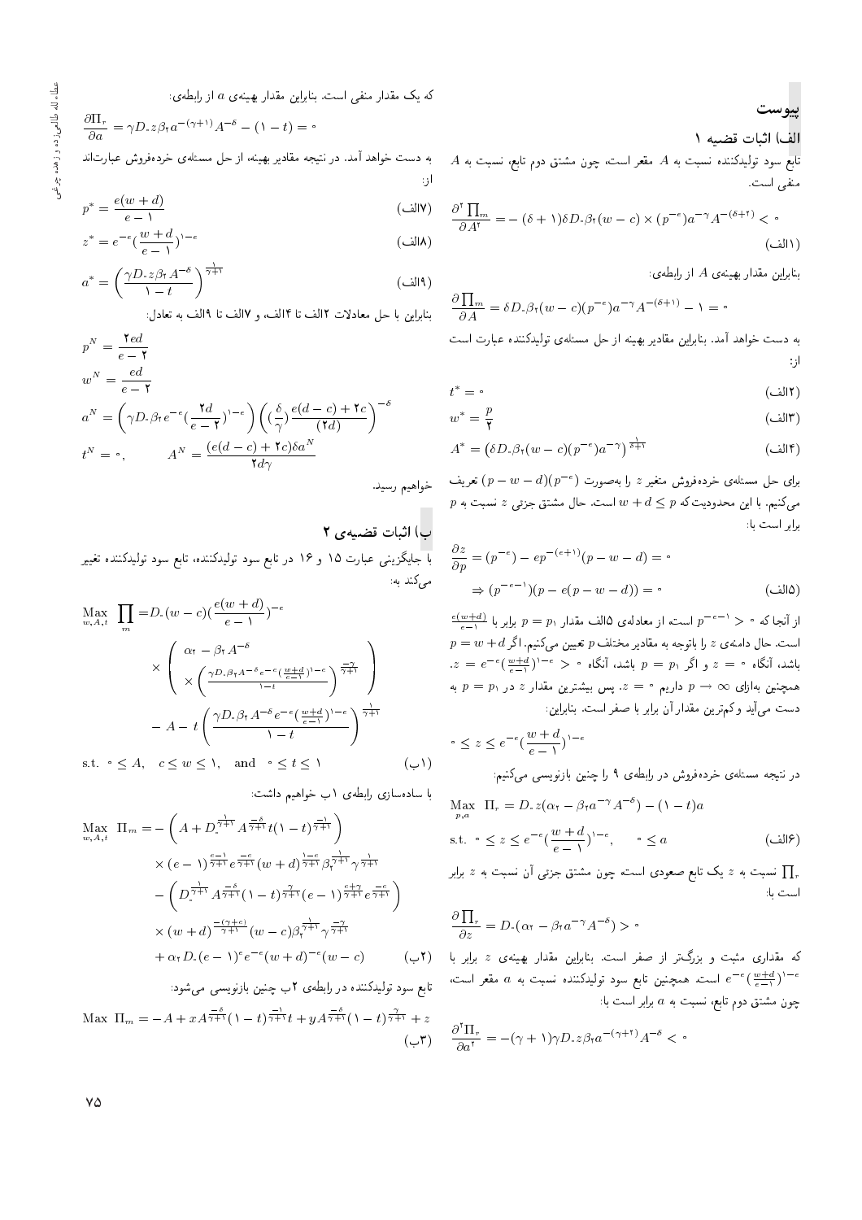## پیوست

### الف) اثبات قضیه ۱

تابع سود تولیدکننده نسبت به $A$ مقعر است، چون مشتق دوم تابع، نسبت به $A$ منفی است.

$$\frac{\partial^2 \prod_m}{\partial A^2} = -(\delta+1)\delta D_0 \beta_2 (w-c) \times (p^{-e}) a^{-\gamma} A^{-(\delta+2)} < 0 \quad \text{(۱الف)}$$

بنابراین مقدار بهینه‌ی $A$ از رابطه‌ی:

$$\frac{\partial \prod_m}{\partial A} = \delta D_0 \beta_2 (w-c)(p^{-e}) a^{-\gamma} A^{-(\delta+1)} - 1 = 0$$

به دست خواهد آمد. بنابراین مقادیر بهینه از حل مسئله‌ی تولیدکننده عبارت است از:

$$t^* = 0 \quad \text{(۲الف)}$$

$$w^* = \frac{p}{2} \quad \text{(۳الف)}$$

$$A^* = \left(\delta D_0 \beta_2 (w-c)(p^{-e}) a^{-\gamma}\right)^{\frac{1}{\delta+1}} \quad \text{(۴الف)}$$

برای حل مسئله‌ی خرده‌فروش متغیر $z$ را به‌صورت $(p-w-d)(p^{-e})$ تعریف می‌کنیم. با این محدودیت که $w+d \leq p$ است. حال مشتق جزئی $z$ نسبت به $p$ برابر است با:

$$\frac{\partial z}{\partial p} = (p^{-e}) - ep^{-(e+1)}(p-w-d) = 0$$

$$\Rightarrow (p^{-e-1})(p - e(p-w-d)) = 0 \quad \text{(۵الف)}$$

از آنجا که $p^{-e-1} > 0$ است، از معادله‌ی ۵الف مقدار $p = p_1$ برابر با $\frac{e(w+d)}{e-1}$ است. حال دامنه‌ی $z$ را باتوجه به مقادیر مختلف $p$ تعیین می‌کنیم. اگر $p = w+d$ باشد، آنگاه $z = 0$ و اگر $p = p_1$ باشد، آنگاه $z = e^{-e}(\frac{w+d}{e-1})^{1-e} > 0$. همچنین به‌ازای $p \to \infty$ داریم $z = 0$. پس بیشترین مقدار $z$ در $p = p_1$ به دست می‌آید و کم‌ترین مقدار آن برابر با صفر است. بنابراین:

$$0 \leq z \leq e^{-e}(\frac{w+d}{e-1})^{1-e}$$

در نتیجه مسئله‌ی خرده‌فروش در رابطه‌ی ۹ را چنین بازنویسی می‌کنیم:

$$\max_{p,a} \ \Pi_r = D_0 z(\alpha_2 - \beta_2 a^{-\gamma} A^{-\delta}) - (1-t)a$$

$$\text{s.t.} \ \ 0 \leq z \leq e^{-e}(\frac{w+d}{e-1})^{1-e}, \quad 0 \leq a \quad \text{(۶الف)}$$

$\prod_r$ نسبت به $z$ یک تابع صعودی است، چون مشتق جزئی آن نسبت به $z$ برابر است با:

$$\frac{\partial \prod_r}{\partial z} = D_0(\alpha_2 - \beta_2 a^{-\gamma} A^{-\delta}) > 0$$

که مقداری مثبت و بزرگ‌تر از صفر است. بنابراین مقدار بهینه‌ی $z$ برابر با $e^{-e}(\frac{w+d}{e-1})^{1-e}$ است. همچنین تابع سود تولیدکننده نسبت به $a$ مقعر است، چون مشتق دوم تابع، نسبت به $a$ برابر است با:

$$\frac{\partial^2 \Pi_r}{\partial a^2} = -(\gamma+1)\gamma D_0 z \beta_2 a^{-(\gamma+2)} A^{-\delta} < 0$$

که یک مقدار منفی است. بنابراین مقدار بهینه‌ی $a$ از رابطه‌ی:

$$\frac{\partial \Pi_r}{\partial a} = \gamma D_0 z \beta_2 a^{-(\gamma+1)} A^{-\delta} - (1-t) = 0$$

به دست خواهد آمد. در نتیجه مقادیر بهینه، از حل مسئله‌ی خرده‌فروش عبارت‌اند از:

$$p^* = \frac{e(w+d)}{e-1} \quad \text{(۷الف)}$$

$$z^* = e^{-e}(\frac{w+d}{e-1})^{1-e} \quad \text{(۸الف)}$$

$$a^* = \left(\frac{\gamma D_0 z \beta_2 A^{-\delta}}{1-t}\right)^{\frac{1}{\gamma+1}} \quad \text{(۹الف)}$$

بنابراین با حل معادلات ۲الف تا ۴الف، و ۷الف تا ۹الف به تعادل:

$$p^N = \frac{2ed}{e-2}$$

$$w^N = \frac{ed}{e-2}$$

$$a^N = \left(\gamma D_0 \beta_2 e^{-e}(\frac{2d}{e-2})^{1-e}\right)\left((\frac{\delta}{\gamma})\frac{e(d-c)+2c}{(2d)}\right)^{-\delta}$$

$$t^N = 0, \qquad A^N = \frac{(e(d-c)+2c)\delta a^N}{2d\gamma}$$

خواهیم رسید.

### ب) اثبات قضیه‌ی ۲

با جایگزینی عبارت ۱۵ و ۱۶ در تابع سود تولیدکننده، تابع سود تولیدکننده تغییر می‌کند به:

$$\max_{w,A,t} \prod_m = D_0(w-c)(\frac{e(w+d)}{e-1})^{-e} \times \left(\begin{array}{c} \alpha_2 - \beta_2 A^{-\delta} \\ \times \left(\frac{\gamma D_0 \beta_2 A^{-\delta} e^{-e}(\frac{w+d}{e-1})^{1-e}}{1-t}\right)^{\frac{-\gamma}{\gamma+1}} \end{array}\right) - A - t\left(\frac{\gamma D_0 \beta_2 A^{-\delta} e^{-e}(\frac{w+d}{e-1})^{1-e}}{1-t}\right)^{\frac{1}{\gamma+1}}$$

$$\text{s.t.} \ \ 0 \leq A, \quad c \leq w \leq 1, \quad \text{and} \quad 0 \leq t \leq 1 \quad \text{(۱ب)}$$

با ساده‌سازی رابطه‌ی ۱ب خواهیم داشت:

$$\max_{w,A,t} \ \Pi_m = -\left(A + D_0^{\frac{1}{\gamma+1}} A^{\frac{-\delta}{\gamma+1}} t(1-t)^{\frac{-1}{\gamma+1}}\right) \times (e-1)^{\frac{e-1}{\gamma+1}} e^{\frac{-e}{\gamma+1}} (w+d)^{\frac{1-e}{\gamma+1}} \beta_2^{\frac{1}{\gamma+1}} \gamma^{\frac{1}{\gamma+1}} - \left(D_0^{\frac{1}{\gamma+1}} A^{\frac{-\delta}{\gamma+1}} (1-t)^{\frac{\gamma}{\gamma+1}} (e-1)^{\frac{e+\gamma}{\gamma+1}} e^{\frac{-e}{\gamma+1}}\right) \times (w+d)^{\frac{-(\gamma+e)}{\gamma+1}} (w-c) \beta_2^{\frac{1}{\gamma+1}} \gamma^{\frac{-\gamma}{\gamma+1}} + \alpha_2 D_0 (e-1)^e e^{-e} (w+d)^{-e} (w-c) \quad \text{(۲ب)}$$

تابع سود تولیدکننده در رابطه‌ی ۲ب چنین بازنویسی می‌شود:

$$\text{Max} \ \Pi_m = -A + xA^{\frac{-\delta}{\gamma+1}}(1-t)^{\frac{-1}{\gamma+1}} t + yA^{\frac{-\delta}{\gamma+1}}(1-t)^{\frac{\gamma}{\gamma+1}} + z \quad \text{(۳ب)}$$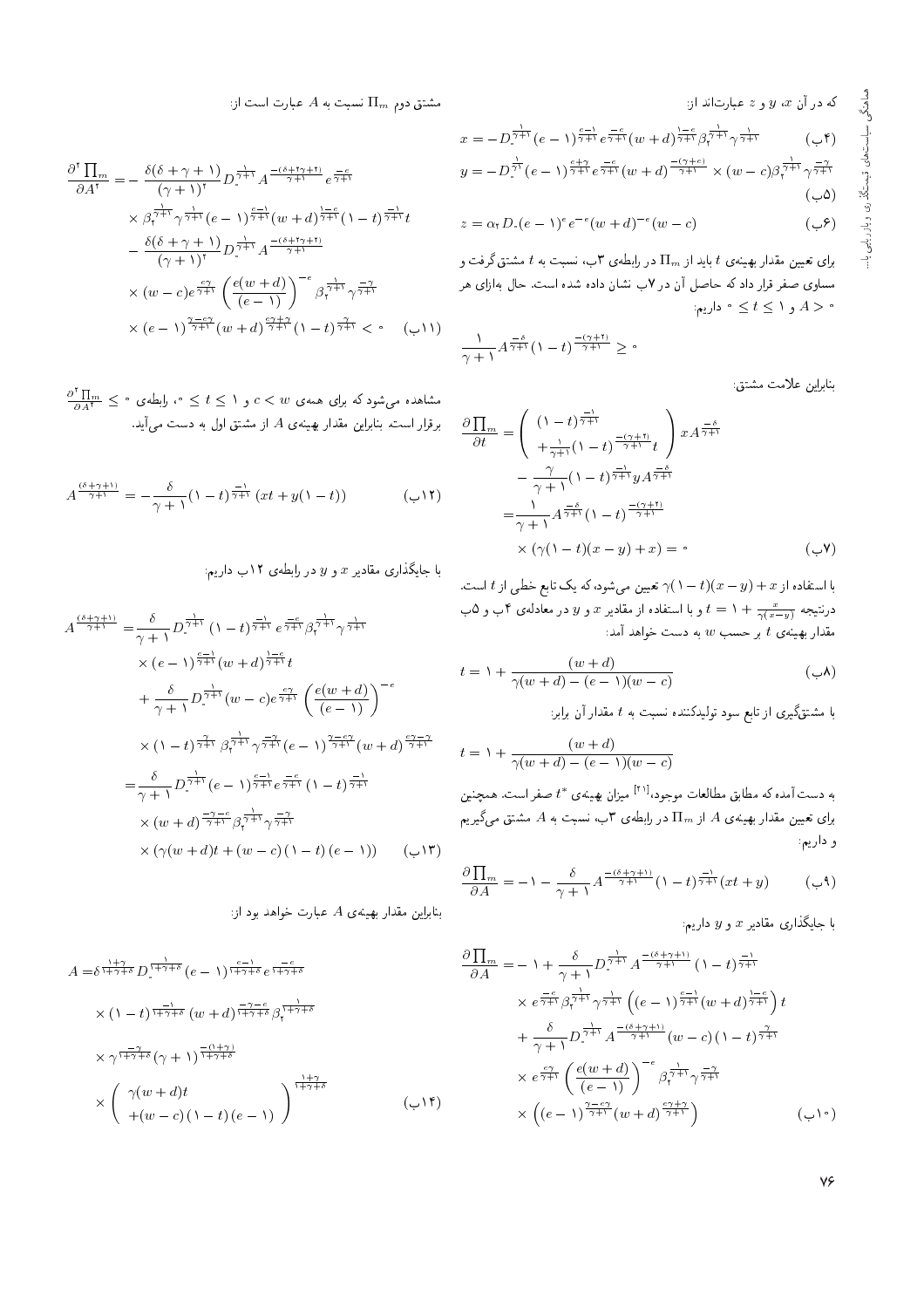که در آن $x$، $y$ و $z$ عبارت‌اند از:

$$x = -D_-^{\frac{1}{\gamma+1}}(e-1)^{\frac{e-1}{\gamma+1}}e^{\frac{-e}{\gamma+1}}(w+d)^{\frac{1-e}{\gamma+1}}\beta_2^{\frac{1}{\gamma+1}}\gamma^{\frac{1}{\gamma+1}} \qquad \text{(4ب)}$$

$$y = -D_-^{\frac{1}{\gamma+1}}(e-1)^{\frac{e+\gamma}{\gamma+1}}e^{\frac{-e}{\gamma+1}}(w+d)^{\frac{-(\gamma+e)}{\gamma+1}} \times (w-c)\beta_2^{\frac{1}{\gamma+1}}\gamma^{\frac{-\gamma}{\gamma+1}} \qquad \text{(5ب)}$$

$$z = \alpha_2 D_-(e-1)^e e^{-e}(w+d)^{-e}(w-c) \qquad \text{(6ب)}$$

برای تعیین مقدار بهینه‌ی $t$ باید از $\Pi_m$ در رابطه‌ی ۳ب، نسبت به $t$ مشتق گرفت و مساوی صفر قرار داد که حاصل آن در ۷ب نشان داده شده است. حال به‌ازای هر $A > 0$ و $0 \leq t \leq 1$ داریم:

$$\frac{1}{\gamma+1}A^{\frac{-\delta}{\gamma+1}}(1-t)^{\frac{-(\gamma+2)}{\gamma+1}} \geq 0$$

بنابراین علامت مشتق:

$$\begin{aligned}\frac{\partial \Pi_m}{\partial t} &= \left(\begin{array}{c}(1-t)^{\frac{-1}{\gamma+1}} \\ +\frac{1}{\gamma+1}(1-t)^{\frac{-(\gamma+2)}{\gamma+1}}t\end{array}\right) xA^{\frac{-\delta}{\gamma+1}} \\ &\quad - \frac{\gamma}{\gamma+1}(1-t)^{\frac{-1}{\gamma+1}}yA^{\frac{-\delta}{\gamma+1}} \\ &= \frac{1}{\gamma+1}A^{\frac{-\delta}{\gamma+1}}(1-t)^{\frac{-(\gamma+2)}{\gamma+1}} \\ &\quad \times (\gamma(1-t)(x-y)+x) = 0\end{aligned} \qquad \text{(7ب)}$$

با استفاده از $x + (x-y)(1-t)\gamma$ تعیین می‌شود، که یک تابع خطی از $t$ است. درنتیجه $t = 1 + \frac{x}{\gamma(x-y)}$ و با استفاده از مقادیر $x$ و $y$ در معادله‌ی ۴ب و ۵ب مقدار بهینه‌ی $t$ بر حسب $w$ به دست خواهد آمد:

$$t = 1 + \frac{(w+d)}{\gamma(w+d)-(e-1)(w-c)} \qquad \text{(8ب)}$$

با مشتق‌گیری از تابع سود تولیدکننده نسبت به $t$ مقدار آن برابر:

$$t = 1 + \frac{(w+d)}{\gamma(w+d)-(e-1)(w-c)}$$

به دست آمده که مطابق مطالعات موجود،[21] میزان بهینه‌ی $t^*$ صفر است. همچنین برای تعیین مقدار بهینه‌ی $A$ از $\Pi_m$ در رابطه‌ی ۳ب، نسبت به $A$ مشتق می‌گیریم و داریم:

$$\frac{\partial \Pi_m}{\partial A} = -1 - \frac{\delta}{\gamma+1}A^{\frac{-(\delta+\gamma+1)}{\gamma+1}}(1-t)^{\frac{-1}{\gamma+1}}(xt+y) \qquad \text{(9ب)}$$

با جایگذاری مقادیر $x$ و $y$ داریم:

$$\begin{aligned}\frac{\partial \Pi_m}{\partial A} &= -1 + \frac{\delta}{\gamma+1}D_-^{\frac{1}{\gamma+1}}A^{\frac{-(\delta+\gamma+1)}{\gamma+1}}(1-t)^{\frac{-1}{\gamma+1}} \\ &\quad \times e^{\frac{-e}{\gamma+1}}\beta_2^{\frac{1}{\gamma+1}}\gamma^{\frac{1}{\gamma+1}}\left((e-1)^{\frac{e-1}{\gamma+1}}(w+d)^{\frac{1-e}{\gamma+1}}\right)t \\ &\quad + \frac{\delta}{\gamma+1}D_-^{\frac{1}{\gamma+1}}A^{\frac{-(\delta+\gamma+1)}{\gamma+1}}(w-c)(1-t)^{\frac{\gamma}{\gamma+1}} \\ &\quad \times e^{\frac{e\gamma}{\gamma+1}}\left(\frac{e(w+d)}{(e-1)}\right)^{-e}\beta_2^{\frac{1}{\gamma+1}}\gamma^{\frac{-\gamma}{\gamma+1}} \\ &\quad \times \left((e-1)^{\frac{\gamma-e\gamma}{\gamma+1}}(w+d)^{\frac{e\gamma+\gamma}{\gamma+1}}\right)\end{aligned} \qquad \text{(10ب)}$$

مشتق دوم $\Pi_m$ نسبت به $A$ عبارت است از:

$$\begin{aligned}\frac{\partial^2 \Pi_m}{\partial A^2} &= -\frac{\delta(\delta+\gamma+1)}{(\gamma+1)^2}D_-^{\frac{1}{\gamma+1}}A^{\frac{-(\delta+2\gamma+2)}{\gamma+1}}e^{\frac{-e}{\gamma+1}} \\ &\quad \times \beta_2^{\frac{1}{\gamma+1}}\gamma^{\frac{1}{\gamma+1}}(e-1)^{\frac{e-1}{\gamma+1}}(w+d)^{\frac{1-e}{\gamma+1}}(1-t)^{\frac{-1}{\gamma+1}}t \\ &\quad - \frac{\delta(\delta+\gamma+1)}{(\gamma+1)^2}D_-^{\frac{1}{\gamma+1}}A^{\frac{-(\delta+2\gamma+2)}{\gamma+1}} \\ &\quad \times (w-c)e^{\frac{e\gamma}{\gamma+1}}\left(\frac{e(w+d)}{(e-1)}\right)^{-e}\beta_2^{\frac{1}{\gamma+1}}\gamma^{\frac{-\gamma}{\gamma+1}} \\ &\quad \times (e-1)^{\frac{\gamma-e\gamma}{\gamma+1}}(w+d)^{\frac{e\gamma+\gamma}{\gamma+1}}(1-t)^{\frac{\gamma}{\gamma+1}} < 0\end{aligned} \qquad \text{(11ب)}$$

مشاهده می‌شود که برای همه‌ی $c < w$ و $0 \leq t \leq 1$، رابطه‌ی $\frac{\partial^2 \Pi_m}{\partial A^2} \leq 0$ برقرار است. بنابراین مقدار بهینه‌ی $A$ از مشتق اول به دست می‌آید.

$$A^{\frac{(\delta+\gamma+1)}{\gamma+1}} = -\frac{\delta}{\gamma+1}(1-t)^{\frac{-1}{\gamma+1}}(xt+y(1-t)) \qquad \text{(12ب)}$$

با جایگذاری مقادیر $x$ و $y$ در رابطه‌ی ۱۲ب داریم:

$$\begin{aligned}A^{\frac{(\delta+\gamma+1)}{\gamma+1}} &= \frac{\delta}{\gamma+1}D_-^{\frac{1}{\gamma+1}}(1-t)^{\frac{-1}{\gamma+1}}e^{\frac{-e}{\gamma+1}}\beta_2^{\frac{1}{\gamma+1}}\gamma^{\frac{1}{\gamma+1}} \\ &\quad \times (e-1)^{\frac{e-1}{\gamma+1}}(w+d)^{\frac{1-e}{\gamma+1}}t \\ &\quad + \frac{\delta}{\gamma+1}D_-^{\frac{1}{\gamma+1}}(w-c)e^{\frac{e\gamma}{\gamma+1}}\left(\frac{e(w+d)}{(e-1)}\right)^{-e} \\ &\quad \times (1-t)^{\frac{\gamma}{\gamma+1}}\beta_2^{\frac{1}{\gamma+1}}\gamma^{\frac{-\gamma}{\gamma+1}}(e-1)^{\frac{\gamma-e\gamma}{\gamma+1}}(w+d)^{\frac{e\gamma-\gamma}{\gamma+1}} \\ &= \frac{\delta}{\gamma+1}D_-^{\frac{1}{\gamma+1}}(e-1)^{\frac{e-1}{\gamma+1}}e^{\frac{-e}{\gamma+1}}(1-t)^{\frac{-1}{\gamma+1}} \\ &\quad \times (w+d)^{\frac{-\gamma-e}{\gamma+1}}\beta_2^{\frac{1}{\gamma+1}}\gamma^{\frac{-\gamma}{\gamma+1}} \\ &\quad \times (\gamma(w+d)t + (w-c)(1-t)(e-1))\end{aligned} \qquad \text{(13ب)}$$

بنابراین مقدار بهینه‌ی $A$ عبارت خواهد بود از:

$$\begin{aligned}A &= \delta^{\frac{1+\gamma}{1+\gamma+\delta}}D_-^{\frac{1}{1+\gamma+\delta}}(e-1)^{\frac{e-1}{1+\gamma+\delta}}e^{\frac{-e}{1+\gamma+\delta}} \\ &\quad \times (1-t)^{\frac{-1}{1+\gamma+\delta}}(w+d)^{\frac{-\gamma-e}{1+\gamma+\delta}}\beta_2^{\frac{1}{1+\gamma+\delta}} \\ &\quad \times \gamma^{\frac{-\gamma}{1+\gamma+\delta}}(\gamma+1)^{\frac{-(1+\gamma)}{1+\gamma+\delta}} \\ &\quad \times \left(\begin{array}{c}\gamma(w+d)t \\ +(w-c)(1-t)(e-1)\end{array}\right)^{\frac{1+\gamma}{1+\gamma+\delta}}\end{aligned} \qquad \text{(14ب)}$$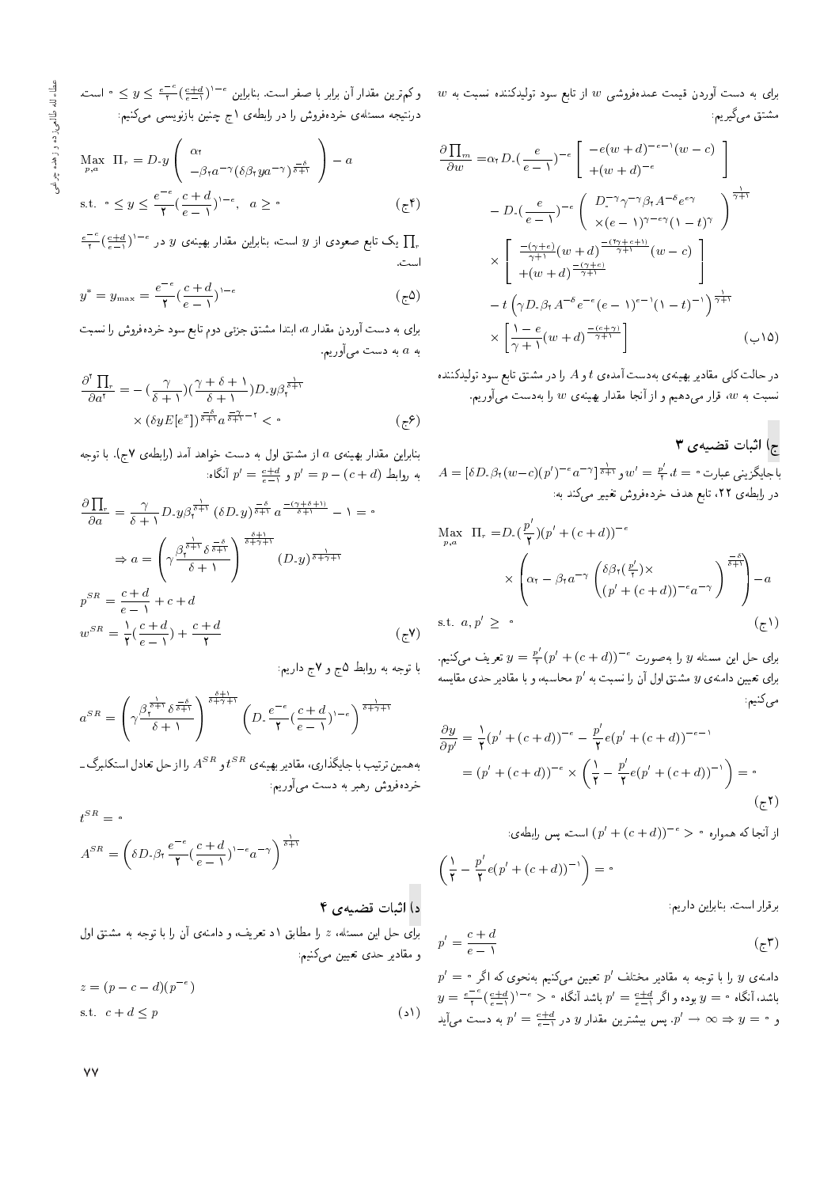برای به دست آوردن قیمت عمده‌فروشی $w$ از تابع سود تولیدکننده نسبت به $w$ مشتق می‌گیریم:

$$\frac{\partial \prod_m}{\partial w} = \alpha_2 D_\circ (\frac{e}{e-1})^{-e} \left[ \begin{array}{c} -e(w+d)^{-e-1}(w-c) \\ +(w+d)^{-e} \end{array} \right] - D_\circ (\frac{e}{e-1})^{-e} \left( \begin{array}{c} D_\circ^{-\gamma} \gamma^{-\gamma} \beta_2 A^{-\delta} e^{e\gamma} \\ \times (e-1)^{\gamma-e\gamma}(1-t)^{\gamma} \end{array} \right)^{\frac{1}{\gamma+1}} \times \left[ \begin{array}{c} \frac{-(\gamma+e)}{\gamma+1}(w+d)^{\frac{-(2\gamma+e+1)}{\gamma+1}}(w-c) \\ +(w+d)^{\frac{-(\gamma+e)}{\gamma+1}} \end{array} \right] - t\left(\gamma D_\circ \beta_2 A^{-\delta} e^{-e}(e-1)^{e-1}(1-t)^{-1}\right)^{\frac{1}{\gamma+1}} \times \left[ \frac{1-e}{\gamma+1}(w+d)^{\frac{-(e+\gamma)}{\gamma+1}} \right] \qquad (\text{۱۵ب})$$

در حالت کلی مقادیر بهینه‌ی به‌دست آمده‌ی $t$ و $A$ را در مشتق تابع سود تولیدکننده نسبت به $w$، قرار می‌دهیم و از آنجا مقدار بهینه‌ی $w$ را به‌دست می‌آوریم.

## ج) اثبات قضیه‌ی ۳

با جایگزینی عبارت $t=\circ$، $w'=\frac{p'}{2}$ و $A=[\delta D_\circ \beta_2 (w-c)(p')^{-e} a^{-\gamma}]^{\frac{1}{\delta+1}}$ در رابطه‌ی ۲۲، تابع هدف خرده‌فروش تغییر می‌کند به:

$$\underset{p,a}{\text{Max}} \quad \Pi_r = D_\circ (\frac{p'}{2})(p'+(c+d))^{-e} \times \left( \alpha_2 - \beta_2 a^{-\gamma} \left( \begin{array}{c} \delta\beta_2(\frac{p'}{2})\times \\ (p'+(c+d))^{-e}a^{-\gamma} \end{array} \right)^{\frac{-\delta}{\delta+1}} \right) - a$$

$$\text{s.t.} \quad a, p' \geq \circ \qquad (\text{ج۱})$$

برای حل این مسئله $y$ را به‌صورت $y=\frac{p'}{2}(p'+(c+d))^{-e}$ تعریف می‌کنیم. برای تعیین دامنه‌ی $y$ مشتق اول آن را نسبت به $p'$ محاسبه، و با مقادیر حدی مقایسه می‌کنیم:

$$\frac{\partial y}{\partial p'} = \frac{1}{2}(p'+(c+d))^{-e} - \frac{p'}{2}e(p'+(c+d))^{-e-1} = (p'+(c+d))^{-e} \times \left( \frac{1}{2} - \frac{p'}{2}e(p'+(c+d))^{-1} \right) = \circ \qquad (\text{ج۲})$$

از آنجا که همواره $(p'+(c+d))^{-e} > \circ$ است، پس رابطه‌ی:

$$\left( \frac{1}{2} - \frac{p'}{2}e(p'+(c+d))^{-1} \right) = \circ$$

برقرار است. بنابراین داریم:

$$p' = \frac{c+d}{e-1} \qquad (\text{ج۳})$$

دامنه‌ی $y$ را با توجه به مقادیر مختلف $p'$ تعیین می‌کنیم به‌نحوی که اگر $p'=\circ$ باشد، آنگاه $y=\circ$ بوده و اگر $p'=\frac{c+d}{e-1}$ باشد آنگاه $y=\frac{e^{-e}}{2}(\frac{c+d}{e-1})^{1-e} > \circ$ و $p' \to \infty \Rightarrow y=\circ$. پس بیشترین مقدار $y$ در $p'=\frac{c+d}{e-1}$ به دست می‌آید و کم‌ترین مقدار آن برابر با صفر است. بنابراین $\circ \leq y \leq \frac{e^{-e}}{2}(\frac{c+d}{e-1})^{1-e}$ است. درنتیجه مسئله‌ی خرده‌فروش را در رابطه‌ی ۱ج چنین بازنویسی می‌کنیم:

$$\underset{p,a}{\text{Max}} \quad \Pi_r = D_\circ y \left( \begin{array}{c} \alpha_2 \\ -\beta_2 a^{-\gamma}(\delta\beta_2 y a^{-\gamma})^{\frac{-\delta}{\delta+1}} \end{array} \right) - a$$

$$\text{s.t.} \quad \circ \leq y \leq \frac{e^{-e}}{2}(\frac{c+d}{e-1})^{1-e}, \quad a \geq \circ \qquad (\text{ج۴})$$

$\prod_r$ یک تابع صعودی از $y$ است، بنابراین مقدار بهینه‌ی $y$ در $\frac{e^{-e}}{2}(\frac{c+d}{e-1})^{1-e}$ است.

$$y^* = y_{\max} = \frac{e^{-e}}{2}(\frac{c+d}{e-1})^{1-e} \qquad (\text{ج۵})$$

برای به دست آوردن مقدار $a$، ابتدا مشتق جزئی دوم تابع سود خرده‌فروش را نسبت به $a$ به دست می‌آوریم.

$$\frac{\partial^2 \prod_r}{\partial a^2} = -(\frac{\gamma}{\delta+1})(\frac{\gamma+\delta+1}{\delta+1})D_\circ y \beta_2^{\frac{1}{\delta+1}} \times (\delta y E[e^x])^{\frac{-\delta}{\delta+1}} a^{\frac{-\gamma}{\delta+1}-2} < \circ \qquad (\text{ج۶})$$

بنابراین مقدار بهینه‌ی $a$ از مشتق اول به دست خواهد آمد (رابطه‌ی ۷ج). با توجه به روابط $p'=p-(c+d)$ و $p'=\frac{c+d}{e-1}$ آنگاه:

$$\frac{\partial \prod_r}{\partial a} = \frac{\gamma}{\delta+1} D_\circ y \beta_2^{\frac{1}{\delta+1}} (\delta D_\circ y)^{\frac{-\delta}{\delta+1}} a^{\frac{-(\gamma+\delta+1)}{\delta+1}} - 1 = \circ$$

$$\Rightarrow a = \left( \gamma \frac{\beta_2^{\frac{1}{\delta+1}} \delta^{\frac{-\delta}{\delta+1}}}{\delta+1} \right)^{\frac{\delta+1}{\delta+\gamma+1}} (D_\circ y)^{\frac{1}{\delta+\gamma+1}}$$

$$p^{SR} = \frac{c+d}{e-1} + c + d$$

$$w^{SR} = \frac{1}{2}(\frac{c+d}{e-1}) + \frac{c+d}{2} \qquad (\text{ج۷})$$

با توجه به روابط ۵ج و ۷ج داریم:

$$a^{SR} = \left( \gamma \frac{\beta_2^{\frac{1}{\delta+1}} \delta^{\frac{-\delta}{\delta+1}}}{\delta+1} \right)^{\frac{\delta+1}{\delta+\gamma+1}} \left( D_\circ \frac{e^{-e}}{2}(\frac{c+d}{e-1})^{1-e} \right)^{\frac{1}{\delta+\gamma+1}}$$

به‌همین ترتیب با جایگذاری، مقادیر بهینه‌ی $t^{SR}$ و $A^{SR}$ را از حل تعادل استکلبرگ-خرده‌فروش رهبر به دست می‌آوریم:

$$t^{SR} = \circ$$

$$A^{SR} = \left( \delta D_\circ \beta_2 \frac{e^{-e}}{2}(\frac{c+d}{e-1})^{1-e} a^{-\gamma} \right)^{\frac{1}{\delta+1}}$$

## د) اثبات قضیه‌ی ۴

برای حل این مسئله، $z$ را مطابق ۱د تعریف، و دامنه‌ی آن را با توجه به مشتق اول و مقادیر حدی تعیین می‌کنیم:

$$z = (p-c-d)(p^{-e})$$

$$\text{s.t.} \quad c+d \leq p \qquad (\text{د۱})$$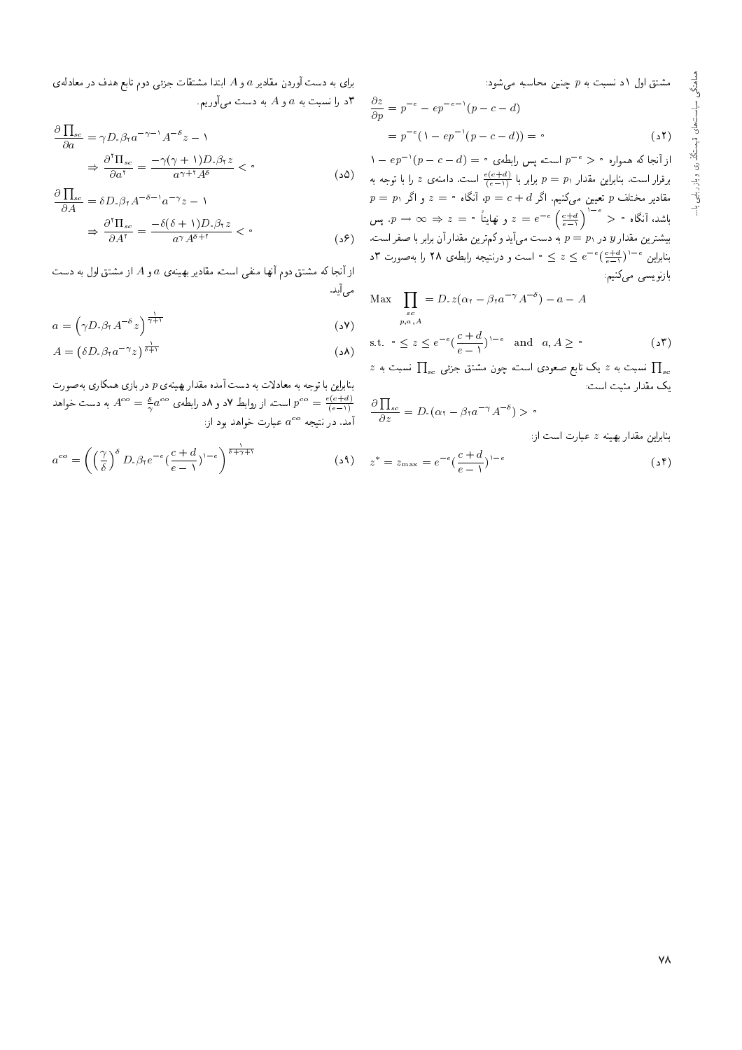مشتق اول ۱د نسبت به $p$ چنین محاسبه می‌شود:

$$\frac{\partial z}{\partial p} = p^{-e} - ep^{-e-1}(p-c-d)$$

$$= p^{-e}(1 - ep^{-1}(p-c-d)) = 0 \qquad (\text{د}2)$$

از آنجا که همواره $p^{-e} > 0$ است، پس رابطه‌ی $1 - ep^{-1}(p-c-d) = 0$ برقرار است. بنابراین مقدار $p = p_1$ برابر با $\frac{e(c+d)}{(e-1)}$ است. دامنه‌ی $z$ را با توجه به مقادیر مختلف $p$ تعیین می‌کنیم. اگر $p = c + d$، آنگاه $z = 0$ و اگر $p = p_1$ باشد، آنگاه $z = e^{-e}\left(\frac{c+d}{e-1}\right)^{1-e} > 0$ و نهایتاً $p \to \infty \Rightarrow z = 0$. پس بیشترین مقدار $y$ در $p = p_1$ به دست می‌آید و کم‌ترین مقدار آن برابر با صفر است. بنابراین $0 \le z \le e^{-e}(\frac{c+d}{e-1})^{1-e}$ است و درنتیجه رابطه‌ی ۲۸ را به‌صورت ۳د بازنویسی می‌کنیم:

$$\text{Max} \prod_{\substack{sc \\ p,a,A}} = D_0 z(\alpha_2 - \beta_2 a^{-\gamma} A^{-\delta}) - a - A$$

$$\text{s.t.}\ 0 \le z \le e^{-e}(\frac{c+d}{e-1})^{1-e} \quad \text{and} \quad a, A \ge 0 \qquad (\text{د}3)$$

$\prod_{sc}$ نسبت به $z$ یک تابع صعودی است، چون مشتق جزئی $\prod_{sc}$ نسبت به $z$ یک مقدار مثبت است:

$$\frac{\partial \prod_{sc}}{\partial z} = D_0(\alpha_2 - \beta_2 a^{-\gamma} A^{-\delta}) > 0$$

بنابراین مقدار بهینه $z$ عبارت است از:

$$z^* = z_{\max} = e^{-e}(\frac{c+d}{e-1})^{1-e} \qquad (\text{د}4)$$

برای به دست آوردن مقادیر $a$ و $A$ ابتدا مشتقات جزئی دوم تابع هدف در معادله‌ی ۳د را نسبت به $a$ و $A$ به دست می‌آوریم.

$$\frac{\partial \prod_{sc}}{\partial a} = \gamma D_0 \beta_2 a^{-\gamma-1} A^{-\delta} z - 1$$

$$\Rightarrow \frac{\partial^2 \Pi_{sc}}{\partial a^2} = \frac{-\gamma(\gamma+1) D_0 \beta_2 z}{a^{\gamma+2} A^{\delta}} < 0 \qquad (\text{د}5)$$

$$\frac{\partial \prod_{sc}}{\partial A} = \delta D_0 \beta_2 A^{-\delta-1} a^{-\gamma} z - 1$$

$$\Rightarrow \frac{\partial^2 \Pi_{sc}}{\partial A^2} = \frac{-\delta(\delta+1) D_0 \beta_2 z}{a^{\gamma} A^{\delta+2}} < 0 \qquad (\text{د}6)$$

از آنجا که مشتق دوم آنها منفی است، مقادیر بهینه‌ی $a$ و $A$ از مشتق اول به دست می‌آید.

$$a = \left(\gamma D_0 \beta_2 A^{-\delta} z\right)^{\frac{1}{\gamma+1}} \qquad (\text{د}7)$$

$$A = \left(\delta D_0 \beta_2 a^{-\gamma} z\right)^{\frac{1}{\delta+1}} \qquad (\text{د}8)$$

بنابراین با توجه به معادلات به دست آمده مقدار بهینه‌ی $p$ در بازی همکاری به‌صورت $p^{co} = \frac{e(c+d)}{(e-1)}$ است، از روابط ۷د و ۸د رابطه‌ی $A^{co} = \frac{\delta}{\gamma} a^{co}$ به دست خواهد آمد. در نتیجه $a^{co}$ عبارت خواهد بود از:

$$a^{co} = \left(\left(\frac{\gamma}{\delta}\right)^{\delta} D_0 \beta_2 e^{-e} (\frac{c+d}{e-1})^{1-e}\right)^{\frac{1}{\delta+\gamma+1}} \qquad (\text{د}9)$$